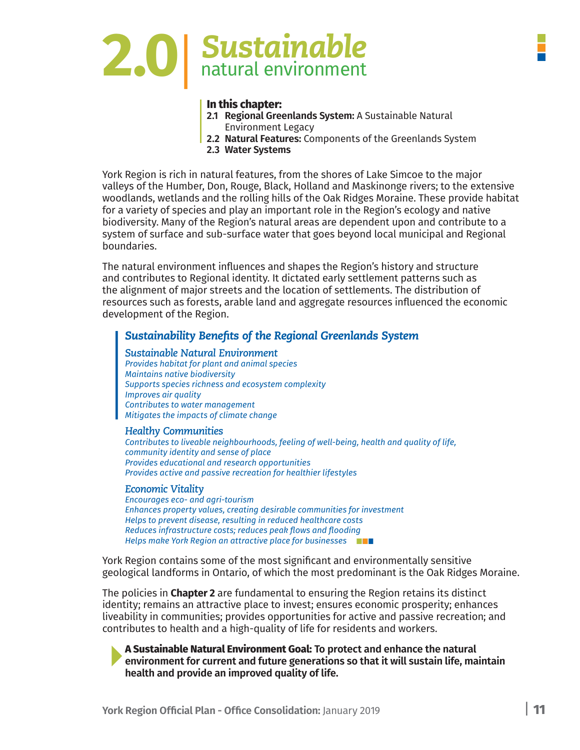# 2.0 | *Sustainable* natural environment

**In this chapter:**

**2.1 Regional Greenlands System:** A Sustainable Natural Environment Legacy
**2.2 Natural Features:** Components of the Greenlands System
**2.3 Water Systems**

York Region is rich in natural features, from the shores of Lake Simcoe to the major valleys of the Humber, Don, Rouge, Black, Holland and Maskinonge rivers; to the extensive woodlands, wetlands and the rolling hills of the Oak Ridges Moraine. These provide habitat for a variety of species and play an important role in the Region's ecology and native biodiversity. Many of the Region's natural areas are dependent upon and contribute to a system of surface and sub-surface water that goes beyond local municipal and Regional boundaries.

The natural environment influences and shapes the Region's history and structure and contributes to Regional identity. It dictated early settlement patterns such as the alignment of major streets and the location of settlements. The distribution of resources such as forests, arable land and aggregate resources influenced the economic development of the Region.

### *Sustainability Benefits of the Regional Greenlands System*

***Sustainable Natural Environment***
*Provides habitat for plant and animal species*
*Maintains native biodiversity*
*Supports species richness and ecosystem complexity*
*Improves air quality*
*Contributes to water management*
*Mitigates the impacts of climate change*

***Healthy Communities***
*Contributes to liveable neighbourhoods, feeling of well-being, health and quality of life, community identity and sense of place*
*Provides educational and research opportunities*
*Provides active and passive recreation for healthier lifestyles*

***Economic Vitality***
*Encourages eco- and agri-tourism*
*Enhances property values, creating desirable communities for investment*
*Helps to prevent disease, resulting in reduced healthcare costs*
*Reduces infrastructure costs; reduces peak flows and flooding*
*Helps make York Region an attractive place for businesses*

York Region contains some of the most significant and environmentally sensitive geological landforms in Ontario, of which the most predominant is the Oak Ridges Moraine.

The policies in **Chapter 2** are fundamental to ensuring the Region retains its distinct identity; remains an attractive place to invest; ensures economic prosperity; enhances liveability in communities; provides opportunities for active and passive recreation; and contributes to health and a high-quality of life for residents and workers.

**A Sustainable Natural Environment Goal: To protect and enhance the natural environment for current and future generations so that it will sustain life, maintain health and provide an improved quality of life.**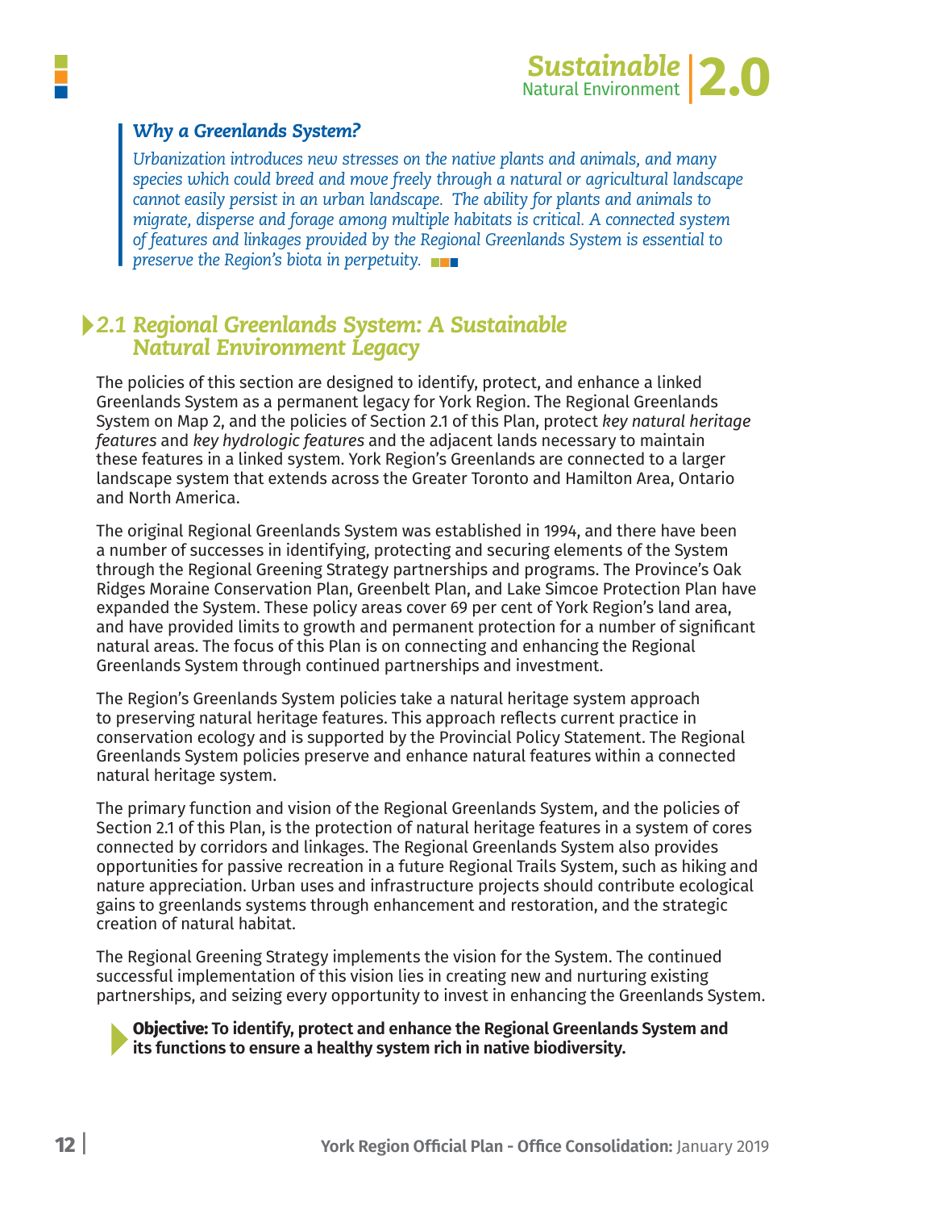### *Why a Greenlands System?*

*Urbanization introduces new stresses on the native plants and animals, and many species which could breed and move freely through a natural or agricultural landscape cannot easily persist in an urban landscape. The ability for plants and animals to migrate, disperse and forage among multiple habitats is critical. A connected system of features and linkages provided by the Regional Greenlands System is essential to preserve the Region's biota in perpetuity.*

## *2.1 Regional Greenlands System: A Sustainable Natural Environment Legacy*

The policies of this section are designed to identify, protect, and enhance a linked Greenlands System as a permanent legacy for York Region. The Regional Greenlands System on Map 2, and the policies of Section 2.1 of this Plan, protect *key natural heritage features* and *key hydrologic features* and the adjacent lands necessary to maintain these features in a linked system. York Region's Greenlands are connected to a larger landscape system that extends across the Greater Toronto and Hamilton Area, Ontario and North America.

The original Regional Greenlands System was established in 1994, and there have been a number of successes in identifying, protecting and securing elements of the System through the Regional Greening Strategy partnerships and programs. The Province's Oak Ridges Moraine Conservation Plan, Greenbelt Plan, and Lake Simcoe Protection Plan have expanded the System. These policy areas cover 69 per cent of York Region's land area, and have provided limits to growth and permanent protection for a number of significant natural areas. The focus of this Plan is on connecting and enhancing the Regional Greenlands System through continued partnerships and investment.

The Region's Greenlands System policies take a natural heritage system approach to preserving natural heritage features. This approach reflects current practice in conservation ecology and is supported by the Provincial Policy Statement. The Regional Greenlands System policies preserve and enhance natural features within a connected natural heritage system.

The primary function and vision of the Regional Greenlands System, and the policies of Section 2.1 of this Plan, is the protection of natural heritage features in a system of cores connected by corridors and linkages. The Regional Greenlands System also provides opportunities for passive recreation in a future Regional Trails System, such as hiking and nature appreciation. Urban uses and infrastructure projects should contribute ecological gains to greenlands systems through enhancement and restoration, and the strategic creation of natural habitat.

The Regional Greening Strategy implements the vision for the System. The continued successful implementation of this vision lies in creating new and nurturing existing partnerships, and seizing every opportunity to invest in enhancing the Greenlands System.

**Objective: To identify, protect and enhance the Regional Greenlands System and its functions to ensure a healthy system rich in native biodiversity.**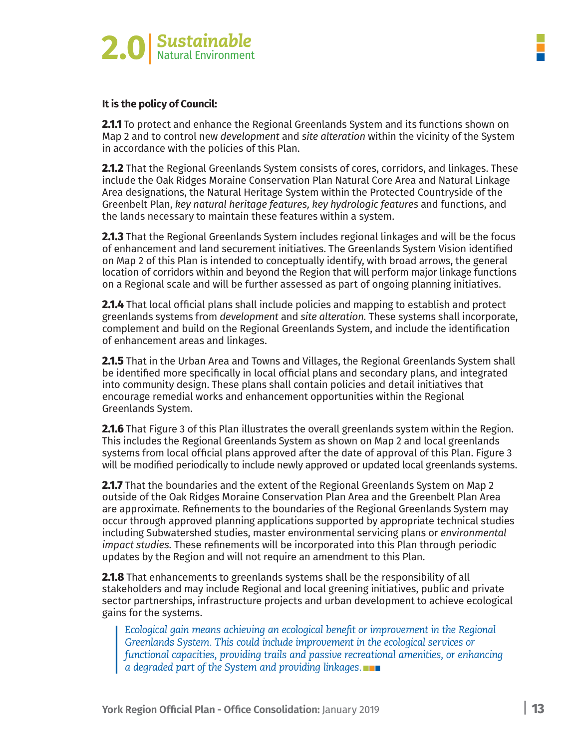**It is the policy of Council:**

**2.1.1** To protect and enhance the Regional Greenlands System and its functions shown on Map 2 and to control new *development* and *site alteration* within the vicinity of the System in accordance with the policies of this Plan.

**2.1.2** That the Regional Greenlands System consists of cores, corridors, and linkages. These include the Oak Ridges Moraine Conservation Plan Natural Core Area and Natural Linkage Area designations, the Natural Heritage System within the Protected Countryside of the Greenbelt Plan, *key natural heritage features, key hydrologic features* and functions, and the lands necessary to maintain these features within a system.

**2.1.3** That the Regional Greenlands System includes regional linkages and will be the focus of enhancement and land securement initiatives. The Greenlands System Vision identified on Map 2 of this Plan is intended to conceptually identify, with broad arrows, the general location of corridors within and beyond the Region that will perform major linkage functions on a Regional scale and will be further assessed as part of ongoing planning initiatives.

**2.1.4** That local official plans shall include policies and mapping to establish and protect greenlands systems from *development* and *site alteration.* These systems shall incorporate, complement and build on the Regional Greenlands System, and include the identification of enhancement areas and linkages.

**2.1.5** That in the Urban Area and Towns and Villages, the Regional Greenlands System shall be identified more specifically in local official plans and secondary plans, and integrated into community design. These plans shall contain policies and detail initiatives that encourage remedial works and enhancement opportunities within the Regional Greenlands System.

**2.1.6** That Figure 3 of this Plan illustrates the overall greenlands system within the Region. This includes the Regional Greenlands System as shown on Map 2 and local greenlands systems from local official plans approved after the date of approval of this Plan. Figure 3 will be modified periodically to include newly approved or updated local greenlands systems.

**2.1.7** That the boundaries and the extent of the Regional Greenlands System on Map 2 outside of the Oak Ridges Moraine Conservation Plan Area and the Greenbelt Plan Area are approximate. Refinements to the boundaries of the Regional Greenlands System may occur through approved planning applications supported by appropriate technical studies including Subwatershed studies, master environmental servicing plans or *environmental impact studies.* These refinements will be incorporated into this Plan through periodic updates by the Region and will not require an amendment to this Plan.

**2.1.8** That enhancements to greenlands systems shall be the responsibility of all stakeholders and may include Regional and local greening initiatives, public and private sector partnerships, infrastructure projects and urban development to achieve ecological gains for the systems.

> *Ecological gain means achieving an ecological benefit or improvement in the Regional Greenlands System. This could include improvement in the ecological services or functional capacities, providing trails and passive recreational amenities, or enhancing a degraded part of the System and providing linkages.*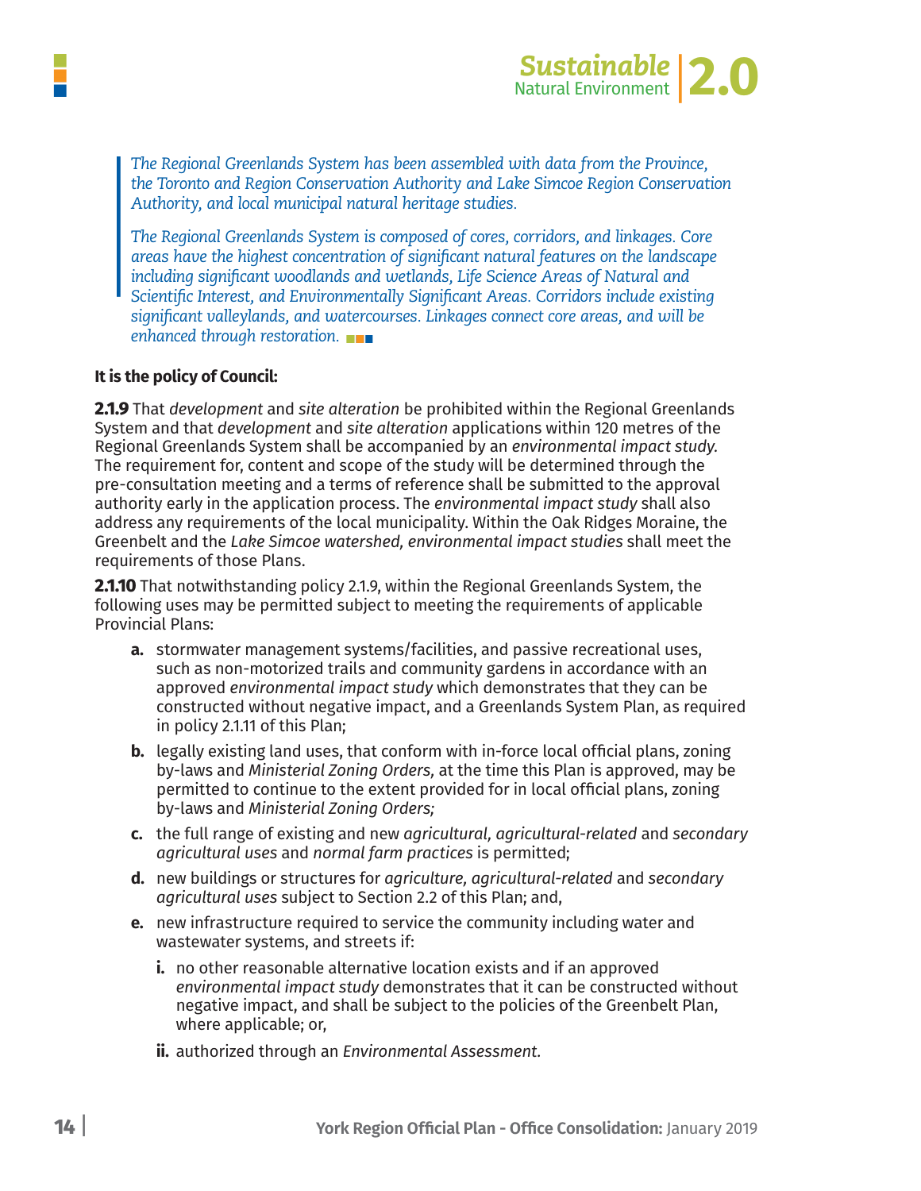*The Regional Greenlands System has been assembled with data from the Province, the Toronto and Region Conservation Authority and Lake Simcoe Region Conservation Authority, and local municipal natural heritage studies.*

*The Regional Greenlands System is composed of cores, corridors, and linkages. Core areas have the highest concentration of significant natural features on the landscape including significant woodlands and wetlands, Life Science Areas of Natural and Scientific Interest, and Environmentally Significant Areas. Corridors include existing significant valleylands, and watercourses. Linkages connect core areas, and will be enhanced through restoration.*

**It is the policy of Council:**

**2.1.9** That *development* and *site alteration* be prohibited within the Regional Greenlands System and that *development* and *site alteration* applications within 120 metres of the Regional Greenlands System shall be accompanied by an *environmental impact study*. The requirement for, content and scope of the study will be determined through the pre-consultation meeting and a terms of reference shall be submitted to the approval authority early in the application process. The *environmental impact study* shall also address any requirements of the local municipality. Within the Oak Ridges Moraine, the Greenbelt and the *Lake Simcoe watershed, environmental impact studies* shall meet the requirements of those Plans.

**2.1.10** That notwithstanding policy 2.1.9, within the Regional Greenlands System, the following uses may be permitted subject to meeting the requirements of applicable Provincial Plans:

- **a.** stormwater management systems/facilities, and passive recreational uses, such as non-motorized trails and community gardens in accordance with an approved *environmental impact study* which demonstrates that they can be constructed without negative impact, and a Greenlands System Plan, as required in policy 2.1.11 of this Plan;
- **b.** legally existing land uses, that conform with in-force local official plans, zoning by-laws and *Ministerial Zoning Orders,* at the time this Plan is approved, may be permitted to continue to the extent provided for in local official plans, zoning by-laws and *Ministerial Zoning Orders;*
- **c.** the full range of existing and new *agricultural, agricultural-related* and *secondary agricultural uses* and *normal farm practices* is permitted;
- **d.** new buildings or structures for *agriculture, agricultural-related* and *secondary agricultural uses* subject to Section 2.2 of this Plan; and,
- **e.** new infrastructure required to service the community including water and wastewater systems, and streets if:
  - **i.** no other reasonable alternative location exists and if an approved *environmental impact study* demonstrates that it can be constructed without negative impact, and shall be subject to the policies of the Greenbelt Plan, where applicable; or,
  - **ii.** authorized through an *Environmental Assessment.*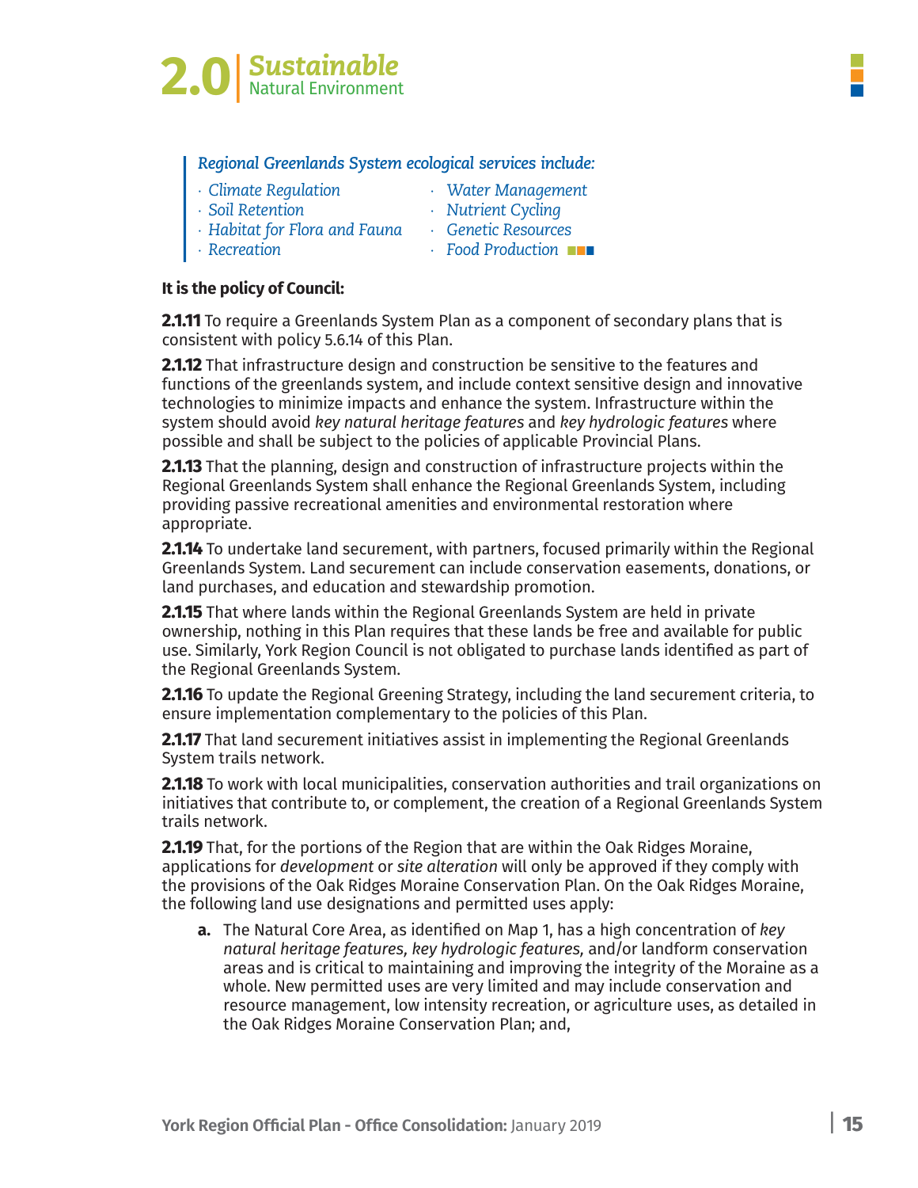*Regional Greenlands System ecological services include:*

- *Climate Regulation*
- *Soil Retention*
- *Habitat for Flora and Fauna*
- *Recreation*
- *Water Management*
- *Nutrient Cycling*
- *Genetic Resources*
- *Food Production*

**It is the policy of Council:**

**2.1.11** To require a Greenlands System Plan as a component of secondary plans that is consistent with policy 5.6.14 of this Plan.

**2.1.12** That infrastructure design and construction be sensitive to the features and functions of the greenlands system, and include context sensitive design and innovative technologies to minimize impacts and enhance the system. Infrastructure within the system should avoid *key natural heritage features* and *key hydrologic features* where possible and shall be subject to the policies of applicable Provincial Plans.

**2.1.13** That the planning, design and construction of infrastructure projects within the Regional Greenlands System shall enhance the Regional Greenlands System, including providing passive recreational amenities and environmental restoration where appropriate.

**2.1.14** To undertake land securement, with partners, focused primarily within the Regional Greenlands System. Land securement can include conservation easements, donations, or land purchases, and education and stewardship promotion.

**2.1.15** That where lands within the Regional Greenlands System are held in private ownership, nothing in this Plan requires that these lands be free and available for public use. Similarly, York Region Council is not obligated to purchase lands identified as part of the Regional Greenlands System.

**2.1.16** To update the Regional Greening Strategy, including the land securement criteria, to ensure implementation complementary to the policies of this Plan.

**2.1.17** That land securement initiatives assist in implementing the Regional Greenlands System trails network.

**2.1.18** To work with local municipalities, conservation authorities and trail organizations on initiatives that contribute to, or complement, the creation of a Regional Greenlands System trails network.

**2.1.19** That, for the portions of the Region that are within the Oak Ridges Moraine, applications for *development* or *site alteration* will only be approved if they comply with the provisions of the Oak Ridges Moraine Conservation Plan. On the Oak Ridges Moraine, the following land use designations and permitted uses apply:

**a.** The Natural Core Area, as identified on Map 1, has a high concentration of *key natural heritage features, key hydrologic features,* and/or landform conservation areas and is critical to maintaining and improving the integrity of the Moraine as a whole. New permitted uses are very limited and may include conservation and resource management, low intensity recreation, or agriculture uses, as detailed in the Oak Ridges Moraine Conservation Plan; and,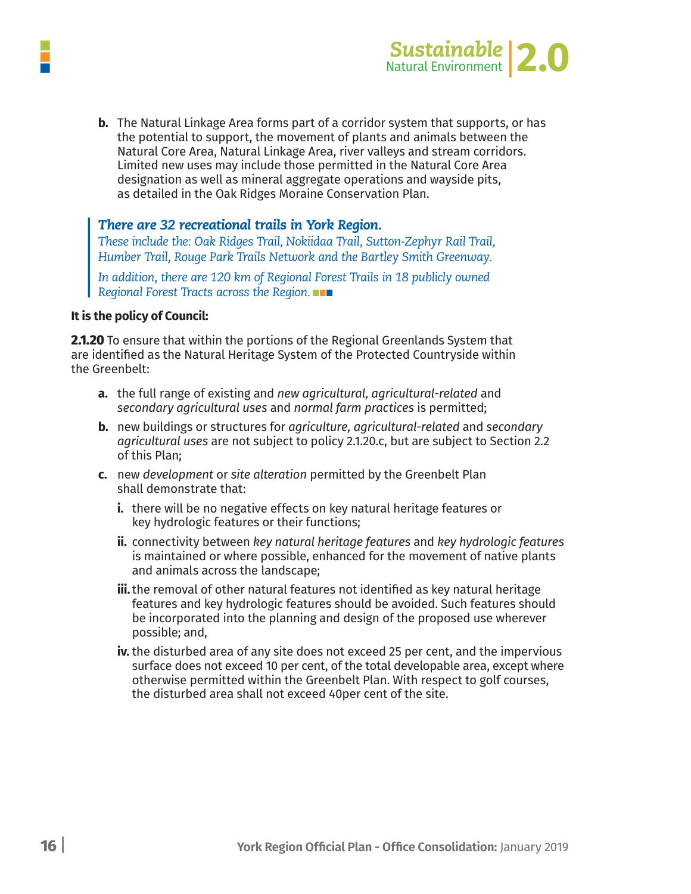b. The Natural Linkage Area forms part of a corridor system that supports, or has the potential to support, the movement of plants and animals between the Natural Core Area, Natural Linkage Area, river valleys and stream corridors. Limited new uses may include those permitted in the Natural Core Area designation as well as mineral aggregate operations and wayside pits, as detailed in the Oak Ridges Moraine Conservation Plan.

> ***There are 32 recreational trails in York Region.***
> *These include the: Oak Ridges Trail, Nokiidaa Trail, Sutton-Zephyr Rail Trail, Humber Trail, Rouge Park Trails Network and the Bartley Smith Greenway.*
>
> *In addition, there are 120 km of Regional Forest Trails in 18 publicly owned Regional Forest Tracts across the Region.*

**It is the policy of Council:**

**2.1.20** To ensure that within the portions of the Regional Greenlands System that are identified as the Natural Heritage System of the Protected Countryside within the Greenbelt:

- **a.** the full range of existing and *new agricultural, agricultural-related* and *secondary agricultural uses* and *normal farm practices* is permitted;
- **b.** new buildings or structures for *agriculture, agricultural-related* and *secondary agricultural uses* are not subject to policy 2.1.20.c, but are subject to Section 2.2 of this Plan;
- **c.** new *development* or *site alteration* permitted by the Greenbelt Plan shall demonstrate that:
  - **i.** there will be no negative effects on key natural heritage features or key hydrologic features or their functions;
  - **ii.** connectivity between *key natural heritage features* and *key hydrologic features* is maintained or where possible, enhanced for the movement of native plants and animals across the landscape;
  - **iii.** the removal of other natural features not identified as key natural heritage features and key hydrologic features should be avoided. Such features should be incorporated into the planning and design of the proposed use wherever possible; and,
  - **iv.** the disturbed area of any site does not exceed 25 per cent, and the impervious surface does not exceed 10 per cent, of the total developable area, except where otherwise permitted within the Greenbelt Plan. With respect to golf courses, the disturbed area shall not exceed 40per cent of the site.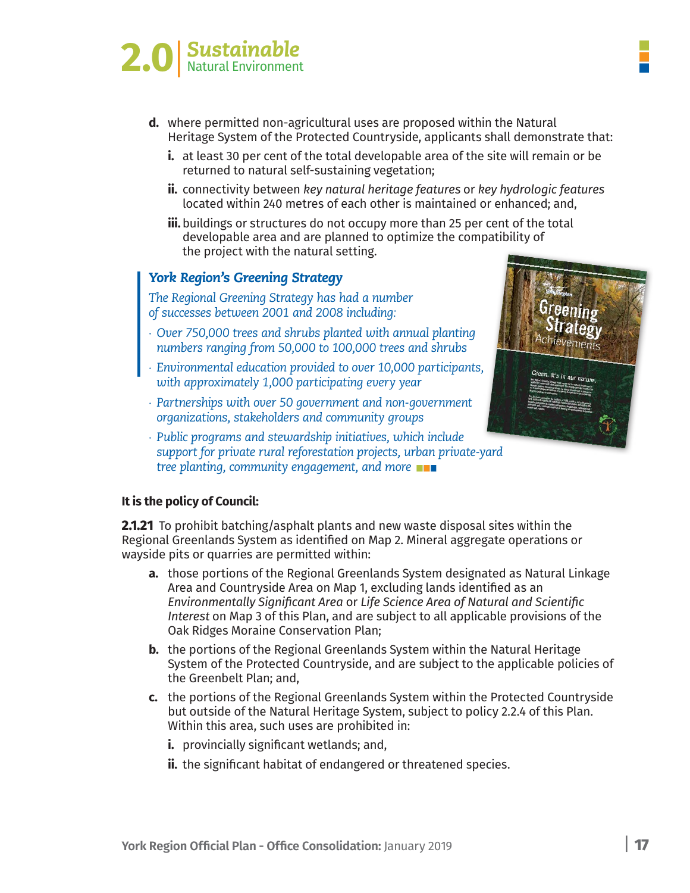d. where permitted non-agricultural uses are proposed within the Natural Heritage System of the Protected Countryside, applicants shall demonstrate that:

   i. at least 30 per cent of the total developable area of the site will remain or be returned to natural self-sustaining vegetation;

   ii. connectivity between *key natural heritage features* or *key hydrologic features* located within 240 metres of each other is maintained or enhanced; and,

   iii. buildings or structures do not occupy more than 25 per cent of the total developable area and are planned to optimize the compatibility of the project with the natural setting.

> ***York Region's Greening Strategy***
>
> *The Regional Greening Strategy has had a number of successes between 2001 and 2008 including:*
>
> - *Over 750,000 trees and shrubs planted with annual planting numbers ranging from 50,000 to 100,000 trees and shrubs*
> - *Environmental education provided to over 10,000 participants, with approximately 1,000 participating every year*
> - *Partnerships with over 50 government and non-government organizations, stakeholders and community groups*
> - *Public programs and stewardship initiatives, which include support for private rural reforestation projects, urban private-yard tree planting, community engagement, and more*

**It is the policy of Council:**

**2.1.21** To prohibit batching/asphalt plants and new waste disposal sites within the Regional Greenlands System as identified on Map 2. Mineral aggregate operations or wayside pits or quarries are permitted within:

a. those portions of the Regional Greenlands System designated as Natural Linkage Area and Countryside Area on Map 1, excluding lands identified as an *Environmentally Significant Area* or *Life Science Area of Natural and Scientific Interest* on Map 3 of this Plan, and are subject to all applicable provisions of the Oak Ridges Moraine Conservation Plan;

b. the portions of the Regional Greenlands System within the Natural Heritage System of the Protected Countryside, and are subject to the applicable policies of the Greenbelt Plan; and,

c. the portions of the Regional Greenlands System within the Protected Countryside but outside of the Natural Heritage System, subject to policy 2.2.4 of this Plan. Within this area, such uses are prohibited in:

   i. provincially significant wetlands; and,

   ii. the significant habitat of endangered or threatened species.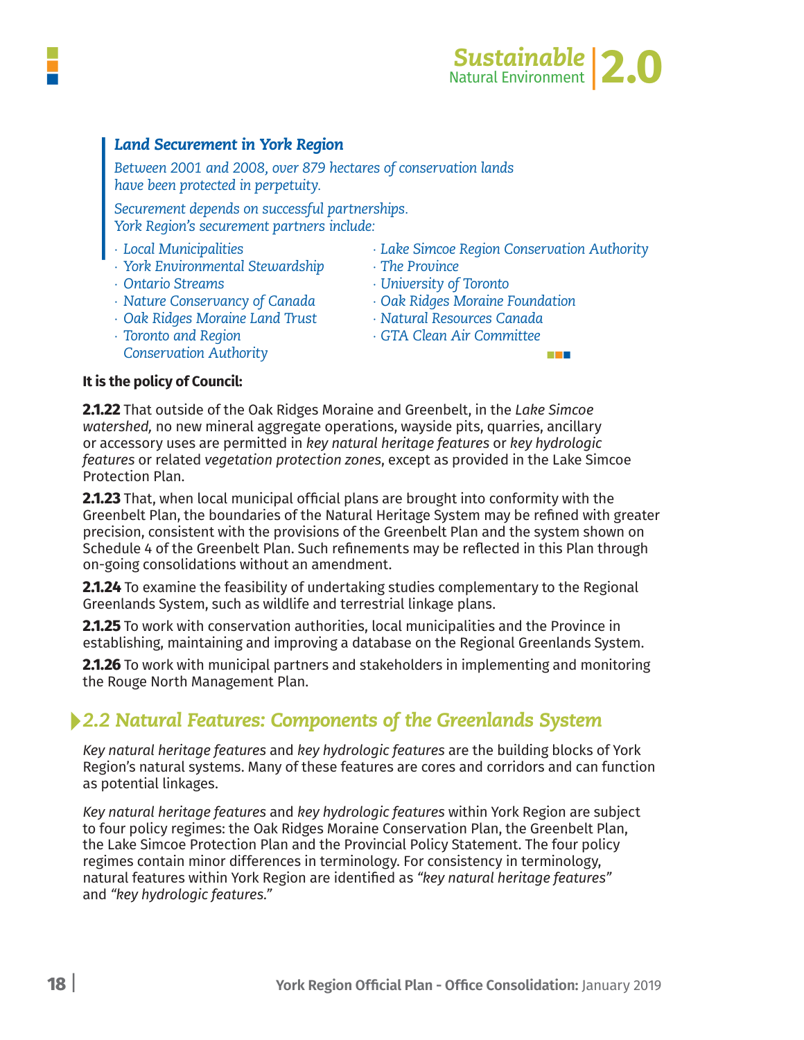### *Land Securement in York Region*

*Between 2001 and 2008, over 879 hectares of conservation lands have been protected in perpetuity.*

*Securement depends on successful partnerships. York Region's securement partners include:*

- *Local Municipalities*
- *York Environmental Stewardship*
- *Ontario Streams*
- *Nature Conservancy of Canada*
- *Oak Ridges Moraine Land Trust*
- *Toronto and Region Conservation Authority*
- *Lake Simcoe Region Conservation Authority*
- *The Province*
- *University of Toronto*
- *Oak Ridges Moraine Foundation*
- *Natural Resources Canada*
- *GTA Clean Air Committee*

**It is the policy of Council:**

**2.1.22** That outside of the Oak Ridges Moraine and Greenbelt, in the *Lake Simcoe watershed,* no new mineral aggregate operations, wayside pits, quarries, ancillary or accessory uses are permitted in *key natural heritage features* or *key hydrologic features* or related *vegetation protection zones*, except as provided in the Lake Simcoe Protection Plan.

**2.1.23** That, when local municipal official plans are brought into conformity with the Greenbelt Plan, the boundaries of the Natural Heritage System may be refined with greater precision, consistent with the provisions of the Greenbelt Plan and the system shown on Schedule 4 of the Greenbelt Plan. Such refinements may be reflected in this Plan through on-going consolidations without an amendment.

**2.1.24** To examine the feasibility of undertaking studies complementary to the Regional Greenlands System, such as wildlife and terrestrial linkage plans.

**2.1.25** To work with conservation authorities, local municipalities and the Province in establishing, maintaining and improving a database on the Regional Greenlands System.

**2.1.26** To work with municipal partners and stakeholders in implementing and monitoring the Rouge North Management Plan.

## *2.2 Natural Features: Components of the Greenlands System*

*Key natural heritage features* and *key hydrologic features* are the building blocks of York Region's natural systems. Many of these features are cores and corridors and can function as potential linkages.

*Key natural heritage features* and *key hydrologic features* within York Region are subject to four policy regimes: the Oak Ridges Moraine Conservation Plan, the Greenbelt Plan, the Lake Simcoe Protection Plan and the Provincial Policy Statement. The four policy regimes contain minor differences in terminology. For consistency in terminology, natural features within York Region are identified as *"key natural heritage features"* and *"key hydrologic features."*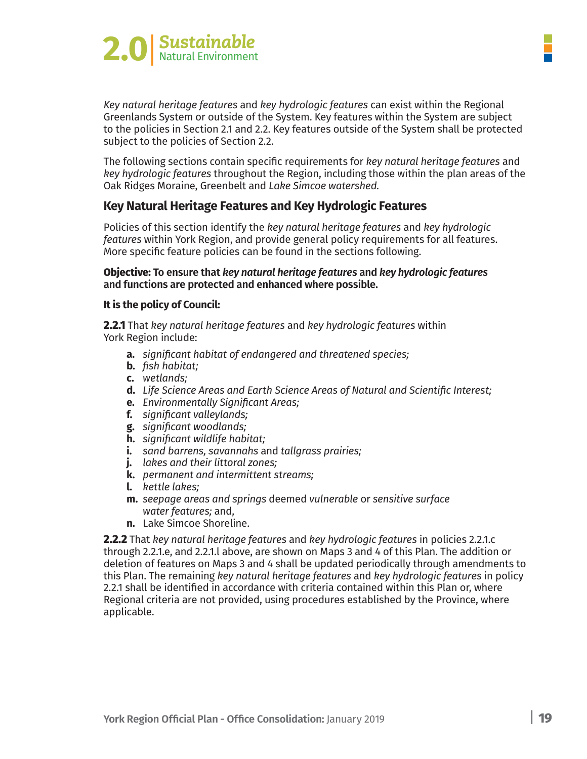*Key natural heritage features* and *key hydrologic features* can exist within the Regional Greenlands System or outside of the System. Key features within the System are subject to the policies in Section 2.1 and 2.2. Key features outside of the System shall be protected subject to the policies of Section 2.2.

The following sections contain specific requirements for *key natural heritage features* and *key hydrologic features* throughout the Region, including those within the plan areas of the Oak Ridges Moraine, Greenbelt and *Lake Simcoe watershed.*

## Key Natural Heritage Features and Key Hydrologic Features

Policies of this section identify the *key natural heritage features* and *key hydrologic features* within York Region, and provide general policy requirements for all features. More specific feature policies can be found in the sections following.

**Objective: To ensure that *key natural heritage features* and *key hydrologic features* and functions are protected and enhanced where possible.**

**It is the policy of Council:**

**2.2.1** That *key natural heritage features* and *key hydrologic features* within York Region include:

- **a.** *significant habitat of endangered and threatened species;*
- **b.** *fish habitat;*
- **c.** *wetlands;*
- **d.** *Life Science Areas and Earth Science Areas of Natural and Scientific Interest;*
- **e.** *Environmentally Significant Areas;*
- **f.** *significant valleylands;*
- **g.** *significant woodlands;*
- **h.** *significant wildlife habitat;*
- **i.** *sand barrens, savannahs* and *tallgrass prairies;*
- **j.** *lakes and their littoral zones;*
- **k.** *permanent and intermittent streams;*
- **l.** *kettle lakes;*
- **m.** *seepage areas and springs* deemed *vulnerable* or *sensitive surface water features;* and,
- **n.** Lake Simcoe Shoreline.

**2.2.2** That *key natural heritage features* and *key hydrologic features* in policies 2.2.1.c through 2.2.1.e, and 2.2.1.l above, are shown on Maps 3 and 4 of this Plan. The addition or deletion of features on Maps 3 and 4 shall be updated periodically through amendments to this Plan. The remaining *key natural heritage features* and *key hydrologic features* in policy 2.2.1 shall be identified in accordance with criteria contained within this Plan or, where Regional criteria are not provided, using procedures established by the Province, where applicable.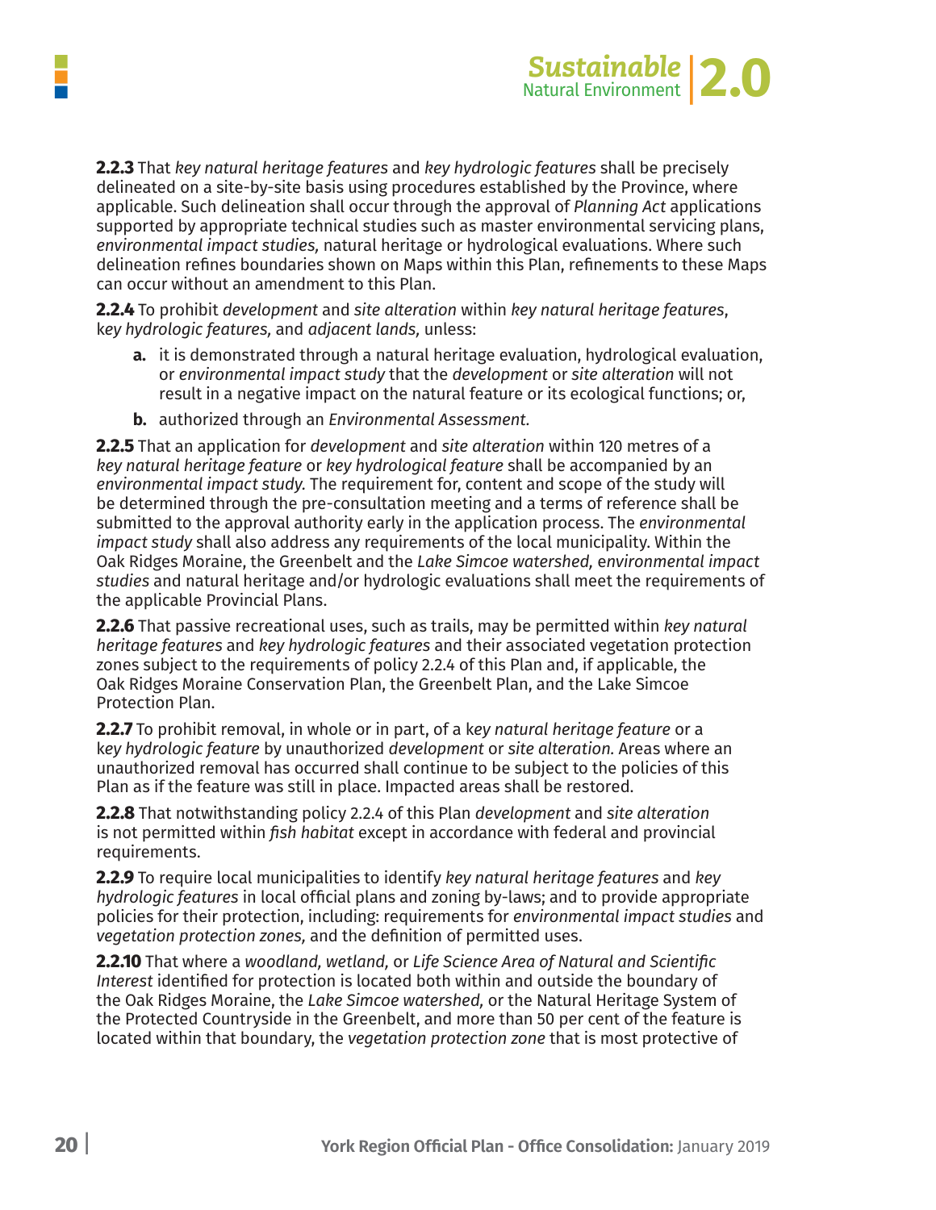**2.2.3** That *key natural heritage features* and *key hydrologic features* shall be precisely delineated on a site-by-site basis using procedures established by the Province, where applicable. Such delineation shall occur through the approval of *Planning Act* applications supported by appropriate technical studies such as master environmental servicing plans, *environmental impact studies,* natural heritage or hydrological evaluations. Where such delineation refines boundaries shown on Maps within this Plan, refinements to these Maps can occur without an amendment to this Plan.

**2.2.4** To prohibit *development* and *site alteration* within *key natural heritage features*, *key hydrologic features,* and *adjacent lands,* unless:

- **a.** it is demonstrated through a natural heritage evaluation, hydrological evaluation, or *environmental impact study* that the *development* or *site alteration* will not result in a negative impact on the natural feature or its ecological functions; or,
- **b.** authorized through an *Environmental Assessment.*

**2.2.5** That an application for *development* and *site alteration* within 120 metres of a *key natural heritage feature* or *key hydrological feature* shall be accompanied by an *environmental impact study.* The requirement for, content and scope of the study will be determined through the pre-consultation meeting and a terms of reference shall be submitted to the approval authority early in the application process. The *environmental impact study* shall also address any requirements of the local municipality. Within the Oak Ridges Moraine, the Greenbelt and the *Lake Simcoe watershed, environmental impact studies* and natural heritage and/or hydrologic evaluations shall meet the requirements of the applicable Provincial Plans.

**2.2.6** That passive recreational uses, such as trails, may be permitted within *key natural heritage features* and *key hydrologic features* and their associated vegetation protection zones subject to the requirements of policy 2.2.4 of this Plan and, if applicable, the Oak Ridges Moraine Conservation Plan, the Greenbelt Plan, and the Lake Simcoe Protection Plan.

**2.2.7** To prohibit removal, in whole or in part, of a k*ey natural heritage feature* or a k*ey hydrologic feature* by unauthorized *development* or *site alteration.* Areas where an unauthorized removal has occurred shall continue to be subject to the policies of this Plan as if the feature was still in place. Impacted areas shall be restored.

**2.2.8** That notwithstanding policy 2.2.4 of this Plan *development* and *site alteration* is not permitted within *fish habitat* except in accordance with federal and provincial requirements.

**2.2.9** To require local municipalities to identify *key natural heritage features* and *key hydrologic features* in local official plans and zoning by-laws; and to provide appropriate policies for their protection, including: requirements for *environmental impact studies* and *vegetation protection zones,* and the definition of permitted uses.

**2.2.10** That where a *woodland, wetland,* or *Life Science Area of Natural and Scientific Interest* identified for protection is located both within and outside the boundary of the Oak Ridges Moraine, the *Lake Simcoe watershed,* or the Natural Heritage System of the Protected Countryside in the Greenbelt, and more than 50 per cent of the feature is located within that boundary, the *vegetation protection zone* that is most protective of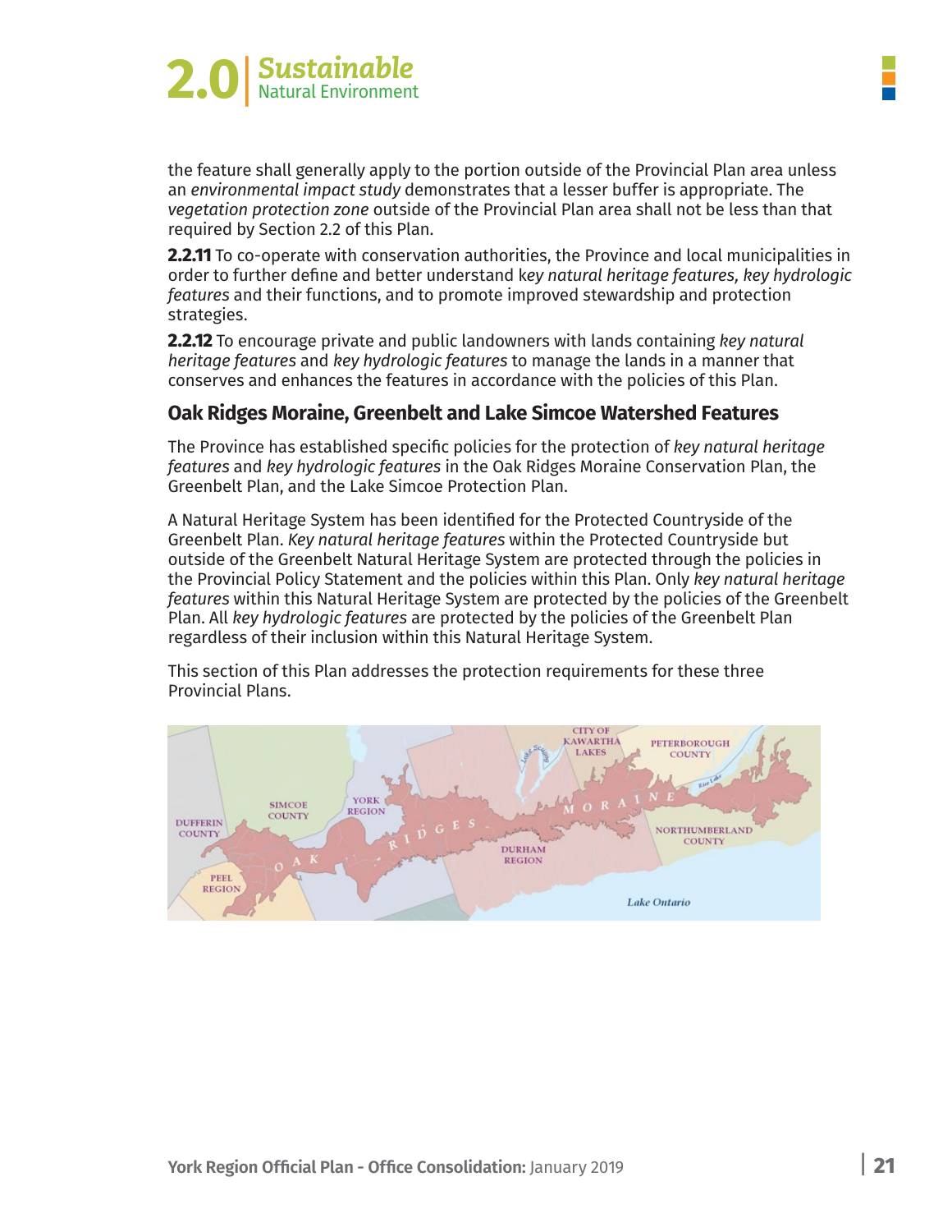the feature shall generally apply to the portion outside of the Provincial Plan area unless an *environmental impact study* demonstrates that a lesser buffer is appropriate. The *vegetation protection zone* outside of the Provincial Plan area shall not be less than that required by Section 2.2 of this Plan.

**2.2.11** To co-operate with conservation authorities, the Province and local municipalities in order to further define and better understand k*ey natural heritage features, key hydrologic features* and their functions, and to promote improved stewardship and protection strategies.

**2.2.12** To encourage private and public landowners with lands containing *key natural heritage features* and *key hydrologic features* to manage the lands in a manner that conserves and enhances the features in accordance with the policies of this Plan.

### Oak Ridges Moraine, Greenbelt and Lake Simcoe Watershed Features

The Province has established specific policies for the protection of *key natural heritage features* and *key hydrologic features* in the Oak Ridges Moraine Conservation Plan, the Greenbelt Plan, and the Lake Simcoe Protection Plan.

A Natural Heritage System has been identified for the Protected Countryside of the Greenbelt Plan. *Key natural heritage features* within the Protected Countryside but outside of the Greenbelt Natural Heritage System are protected through the policies in the Provincial Policy Statement and the policies within this Plan. Only *key natural heritage features* within this Natural Heritage System are protected by the policies of the Greenbelt Plan. All *key hydrologic features* are protected by the policies of the Greenbelt Plan regardless of their inclusion within this Natural Heritage System.

This section of this Plan addresses the protection requirements for these three Provincial Plans.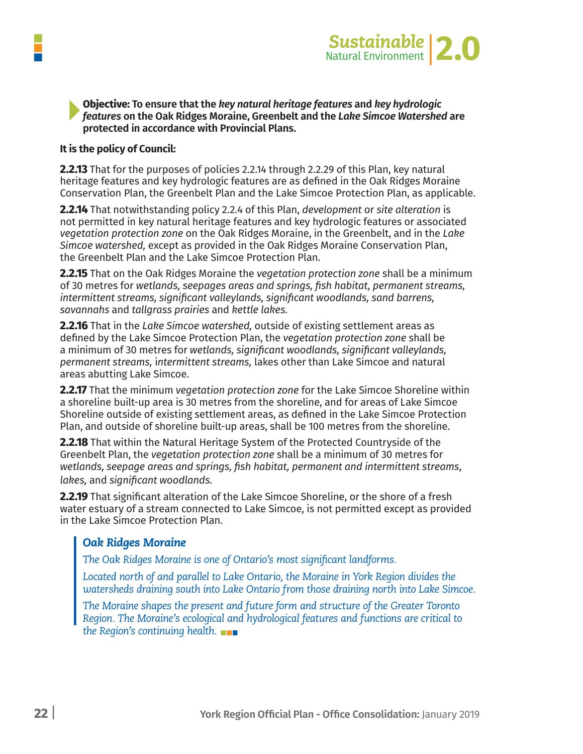**Objective: To ensure that the *key natural heritage features* and *key hydrologic features* on the Oak Ridges Moraine, Greenbelt and the *Lake Simcoe Watershed* are protected in accordance with Provincial Plans.**

**It is the policy of Council:**

**2.2.13** That for the purposes of policies 2.2.14 through 2.2.29 of this Plan, key natural heritage features and key hydrologic features are as defined in the Oak Ridges Moraine Conservation Plan, the Greenbelt Plan and the Lake Simcoe Protection Plan, as applicable.

**2.2.14** That notwithstanding policy 2.2.4 of this Plan, *development* or *site alteration* is not permitted in key natural heritage features and key hydrologic features or associated *vegetation protection zone* on the Oak Ridges Moraine, in the Greenbelt, and in the *Lake Simcoe watershed,* except as provided in the Oak Ridges Moraine Conservation Plan, the Greenbelt Plan and the Lake Simcoe Protection Plan.

**2.2.15** That on the Oak Ridges Moraine the *vegetation protection zone* shall be a minimum of 30 metres for *wetlands, seepages areas and springs, fish habitat, permanent streams, intermittent streams, significant valleylands, significant woodlands, sand barrens, savannahs* and *tallgrass prairies* and *kettle lakes.*

**2.2.16** That in the *Lake Simcoe watershed,* outside of existing settlement areas as defined by the Lake Simcoe Protection Plan, the *vegetation protection zone* shall be a minimum of 30 metres for *wetlands, significant woodlands, significant valleylands, permanent streams, intermittent streams,* lakes other than Lake Simcoe and natural areas abutting Lake Simcoe.

**2.2.17** That the minimum *vegetation protection zone* for the Lake Simcoe Shoreline within a shoreline built-up area is 30 metres from the shoreline, and for areas of Lake Simcoe Shoreline outside of existing settlement areas, as defined in the Lake Simcoe Protection Plan, and outside of shoreline built-up areas, shall be 100 metres from the shoreline.

**2.2.18** That within the Natural Heritage System of the Protected Countryside of the Greenbelt Plan, the *vegetation protection zone* shall be a minimum of 30 metres for *wetlands, seepage areas and springs, fish habitat, permanent and intermittent streams, lakes,* and *significant woodlands.*

**2.2.19** That significant alteration of the Lake Simcoe Shoreline, or the shore of a fresh water estuary of a stream connected to Lake Simcoe, is not permitted except as provided in the Lake Simcoe Protection Plan.

> ***Oak Ridges Moraine***
>
> *The Oak Ridges Moraine is one of Ontario's most significant landforms.*
>
> *Located north of and parallel to Lake Ontario, the Moraine in York Region divides the watersheds draining south into Lake Ontario from those draining north into Lake Simcoe.*
>
> *The Moraine shapes the present and future form and structure of the Greater Toronto Region. The Moraine's ecological and hydrological features and functions are critical to the Region's continuing health.*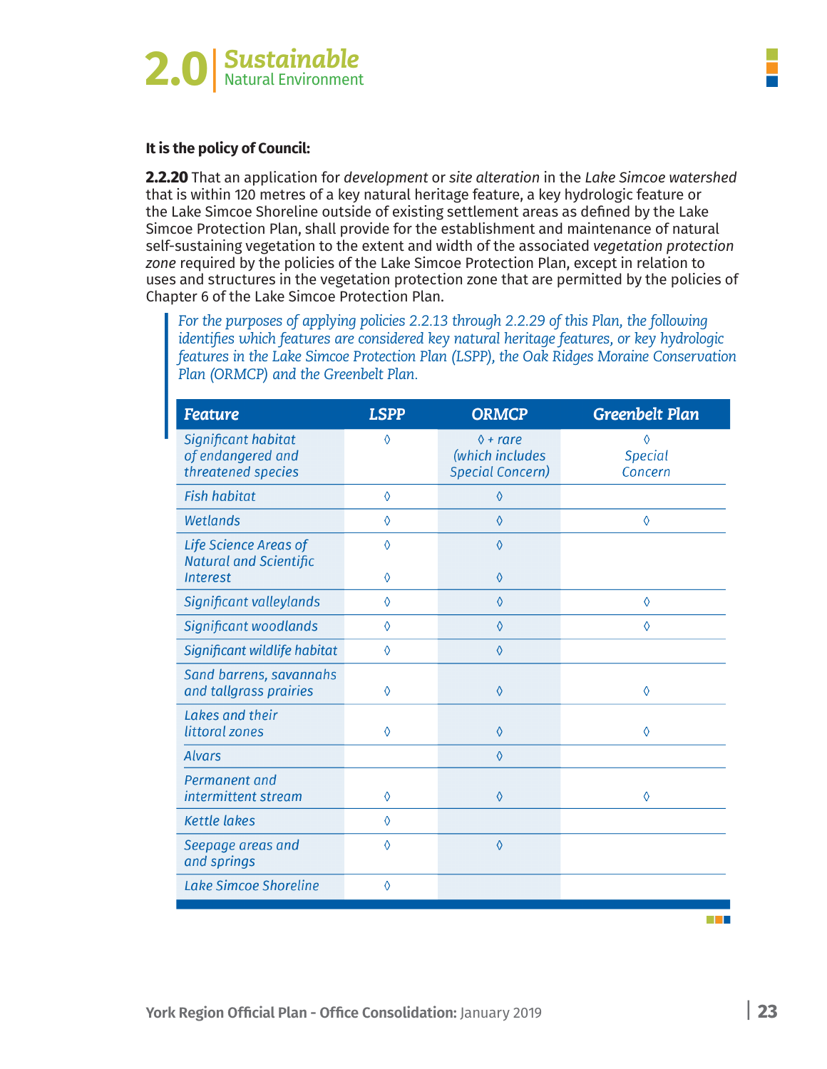**It is the policy of Council:**

**2.2.20** That an application for *development* or *site alteration* in the *Lake Simcoe watershed* that is within 120 metres of a key natural heritage feature, a key hydrologic feature or the Lake Simcoe Shoreline outside of existing settlement areas as defined by the Lake Simcoe Protection Plan, shall provide for the establishment and maintenance of natural self-sustaining vegetation to the extent and width of the associated *vegetation protection zone* required by the policies of the Lake Simcoe Protection Plan, except in relation to uses and structures in the vegetation protection zone that are permitted by the policies of Chapter 6 of the Lake Simcoe Protection Plan.

> *For the purposes of applying policies 2.2.13 through 2.2.29 of this Plan, the following identifies which features are considered key natural heritage features, or key hydrologic features in the Lake Simcoe Protection Plan (LSPP), the Oak Ridges Moraine Conservation Plan (ORMCP) and the Greenbelt Plan.*

| Feature | LSPP | ORMCP | Greenbelt Plan |
|---|---|---|---|
| *Significant habitat of endangered and threatened species* | ◊ | *◊ + rare (which includes Special Concern)* | *◊ Special Concern* |
| *Fish habitat* | ◊ | ◊ | |
| *Wetlands* | ◊ | ◊ | ◊ |
| *Life Science Areas of Natural and Scientific Interest* | ◊ ◊ | ◊ ◊ | |
| *Significant valleylands* | ◊ | ◊ | ◊ |
| *Significant woodlands* | ◊ | ◊ | ◊ |
| *Significant wildlife habitat* | ◊ | ◊ | |
| *Sand barrens, savannahs and tallgrass prairies* | ◊ | ◊ | ◊ |
| *Lakes and their littoral zones* | ◊ | ◊ | ◊ |
| *Alvars* | | ◊ | |
| *Permanent and intermittent stream* | ◊ | ◊ | ◊ |
| *Kettle lakes* | ◊ | | |
| *Seepage areas and and springs* | ◊ | ◊ | |
| *Lake Simcoe Shoreline* | ◊ | | |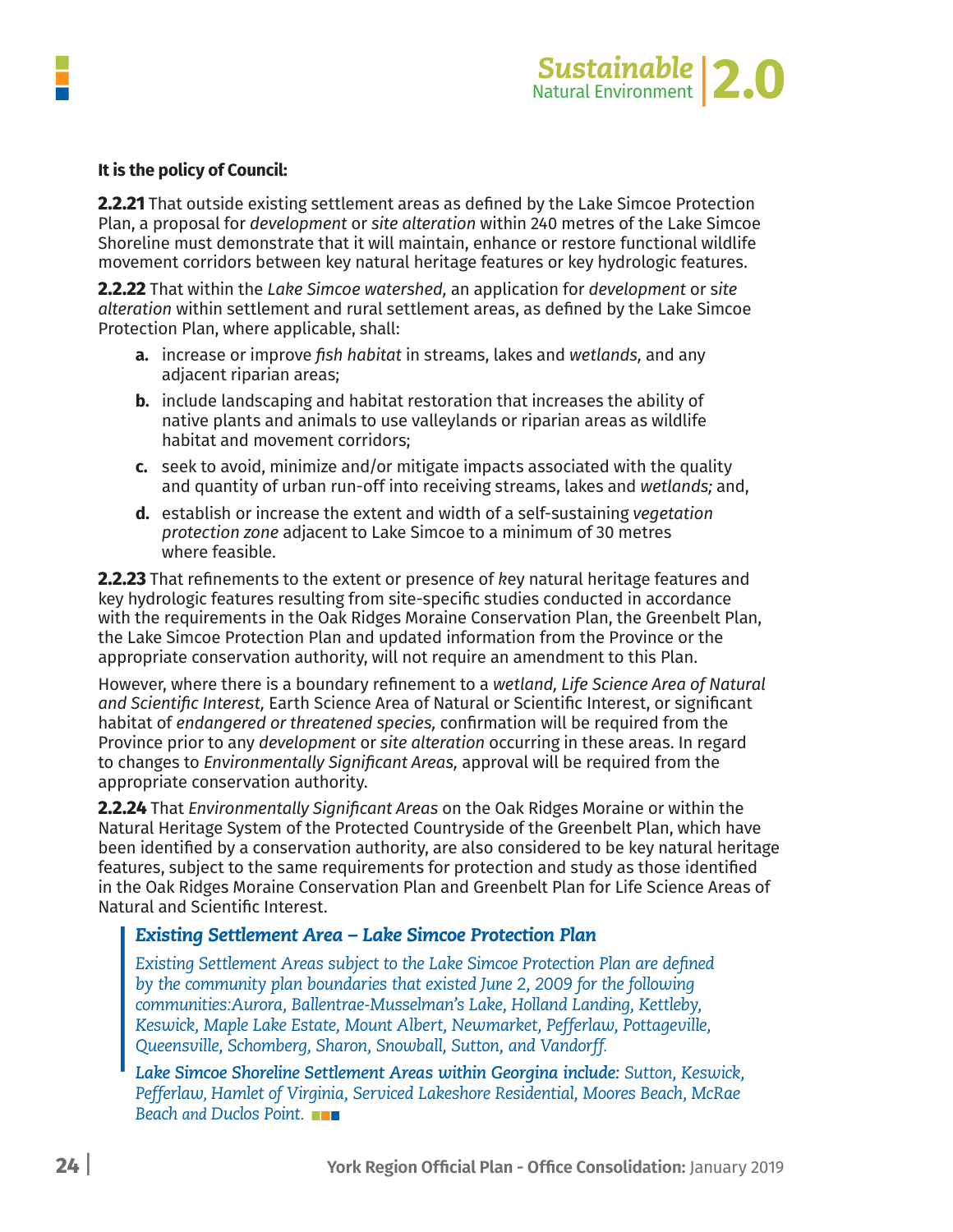**It is the policy of Council:**

**2.2.21** That outside existing settlement areas as defined by the Lake Simcoe Protection Plan, a proposal for *development* or *site alteration* within 240 metres of the Lake Simcoe Shoreline must demonstrate that it will maintain, enhance or restore functional wildlife movement corridors between key natural heritage features or key hydrologic features.

**2.2.22** That within the *Lake Simcoe watershed,* an application for *development* or *site alteration* within settlement and rural settlement areas, as defined by the Lake Simcoe Protection Plan, where applicable, shall:

- **a.** increase or improve *fish habitat* in streams, lakes and *wetlands,* and any adjacent riparian areas;
- **b.** include landscaping and habitat restoration that increases the ability of native plants and animals to use valleylands or riparian areas as wildlife habitat and movement corridors;
- **c.** seek to avoid, minimize and/or mitigate impacts associated with the quality and quantity of urban run-off into receiving streams, lakes and *wetlands;* and,
- **d.** establish or increase the extent and width of a self-sustaining *vegetation protection zone* adjacent to Lake Simcoe to a minimum of 30 metres where feasible.

**2.2.23** That refinements to the extent or presence of *k*ey natural heritage features and key hydrologic features resulting from site-specific studies conducted in accordance with the requirements in the Oak Ridges Moraine Conservation Plan, the Greenbelt Plan, the Lake Simcoe Protection Plan and updated information from the Province or the appropriate conservation authority, will not require an amendment to this Plan.

However, where there is a boundary refinement to a *wetland, Life Science Area of Natural and Scientific Interest,* Earth Science Area of Natural or Scientific Interest, or significant habitat of *endangered or threatened species,* confirmation will be required from the Province prior to any *development* or *site alteration* occurring in these areas. In regard to changes to *Environmentally Significant Areas,* approval will be required from the appropriate conservation authority.

**2.2.24** That *Environmentally Significant Areas* on the Oak Ridges Moraine or within the Natural Heritage System of the Protected Countryside of the Greenbelt Plan, which have been identified by a conservation authority, are also considered to be key natural heritage features, subject to the same requirements for protection and study as those identified in the Oak Ridges Moraine Conservation Plan and Greenbelt Plan for Life Science Areas of Natural and Scientific Interest.

> ***Existing Settlement Area – Lake Simcoe Protection Plan***
>
> *Existing Settlement Areas subject to the Lake Simcoe Protection Plan are defined by the community plan boundaries that existed June 2, 2009 for the following communities:Aurora, Ballentrae-Musselman's Lake, Holland Landing, Kettleby, Keswick, Maple Lake Estate, Mount Albert, Newmarket, Pefferlaw, Pottageville, Queensville, Schomberg, Sharon, Snowball, Sutton, and Vandorff.*
>
> ***Lake Simcoe Shoreline Settlement Areas within Georgina include:*** *Sutton, Keswick, Pefferlaw, Hamlet of Virginia, Serviced Lakeshore Residential, Moores Beach, McRae Beach and Duclos Point.*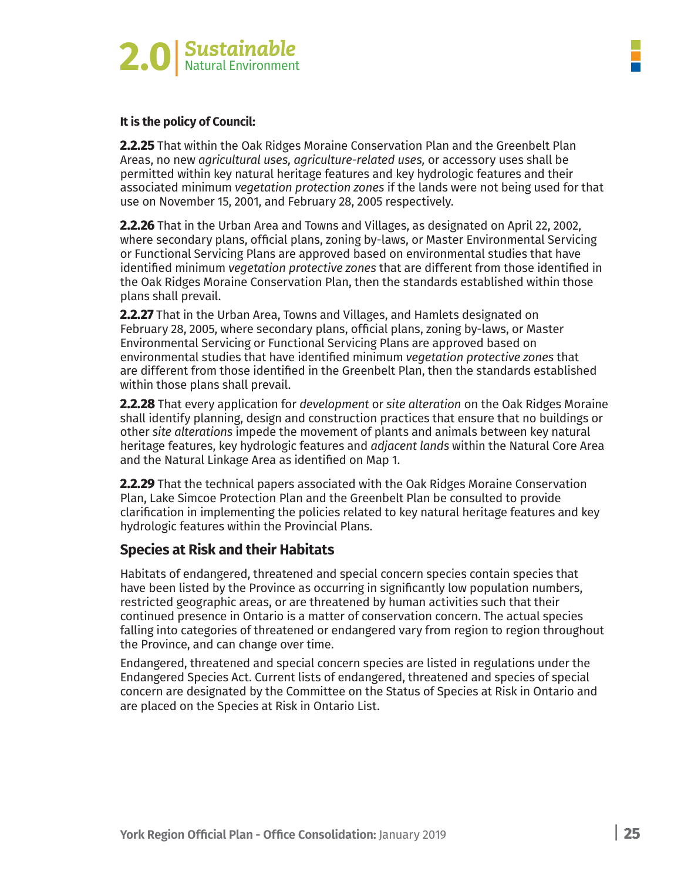**It is the policy of Council:**

**2.2.25** That within the Oak Ridges Moraine Conservation Plan and the Greenbelt Plan Areas, no new *agricultural uses, agriculture-related uses,* or accessory uses shall be permitted within key natural heritage features and key hydrologic features and their associated minimum *vegetation protection zones* if the lands were not being used for that use on November 15, 2001, and February 28, 2005 respectively.

**2.2.26** That in the Urban Area and Towns and Villages, as designated on April 22, 2002, where secondary plans, official plans, zoning by-laws, or Master Environmental Servicing or Functional Servicing Plans are approved based on environmental studies that have identified minimum *vegetation protective zones* that are different from those identified in the Oak Ridges Moraine Conservation Plan, then the standards established within those plans shall prevail.

**2.2.27** That in the Urban Area, Towns and Villages, and Hamlets designated on February 28, 2005, where secondary plans, official plans, zoning by-laws, or Master Environmental Servicing or Functional Servicing Plans are approved based on environmental studies that have identified minimum *vegetation protective zones* that are different from those identified in the Greenbelt Plan, then the standards established within those plans shall prevail.

**2.2.28** That every application for *development* or *site alteration* on the Oak Ridges Moraine shall identify planning, design and construction practices that ensure that no buildings or other *site alterations* impede the movement of plants and animals between key natural heritage features, key hydrologic features and *adjacent lands* within the Natural Core Area and the Natural Linkage Area as identified on Map 1.

**2.2.29** That the technical papers associated with the Oak Ridges Moraine Conservation Plan, Lake Simcoe Protection Plan and the Greenbelt Plan be consulted to provide clarification in implementing the policies related to key natural heritage features and key hydrologic features within the Provincial Plans.

## Species at Risk and their Habitats

Habitats of endangered, threatened and special concern species contain species that have been listed by the Province as occurring in significantly low population numbers, restricted geographic areas, or are threatened by human activities such that their continued presence in Ontario is a matter of conservation concern. The actual species falling into categories of threatened or endangered vary from region to region throughout the Province, and can change over time.

Endangered, threatened and special concern species are listed in regulations under the Endangered Species Act. Current lists of endangered, threatened and species of special concern are designated by the Committee on the Status of Species at Risk in Ontario and are placed on the Species at Risk in Ontario List.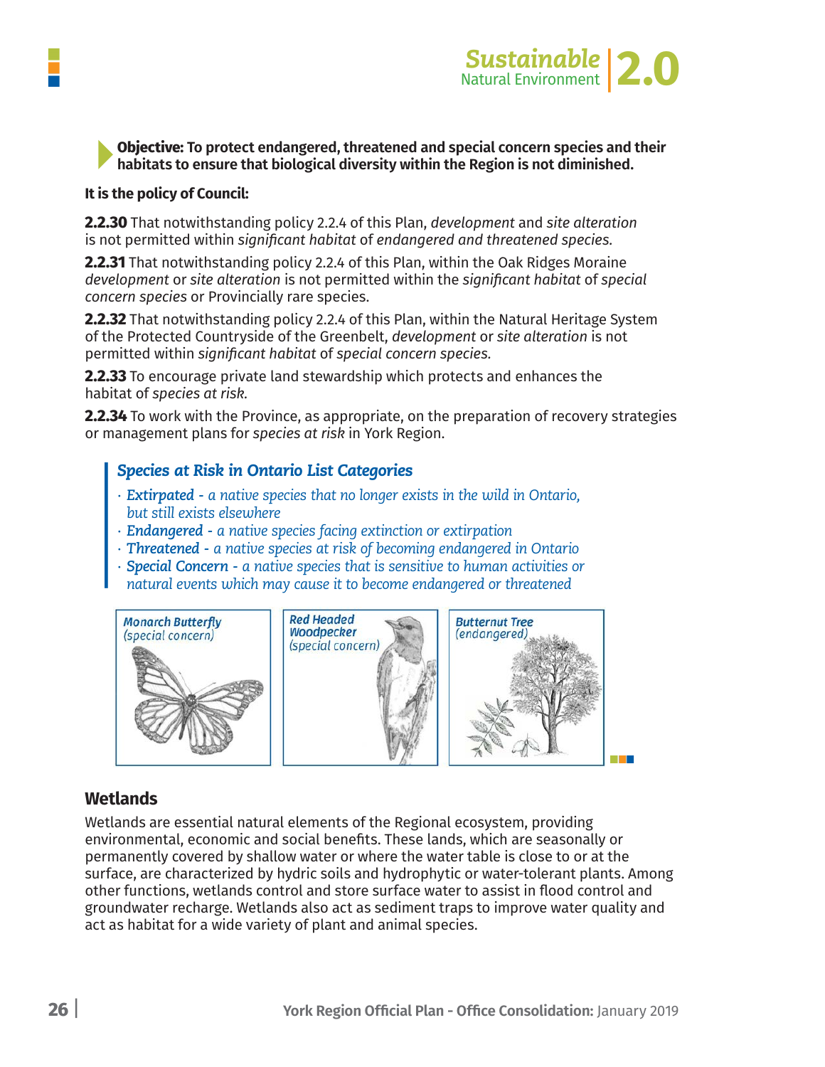**Objective: To protect endangered, threatened and special concern species and their habitats to ensure that biological diversity within the Region is not diminished.**

**It is the policy of Council:**

**2.2.30** That notwithstanding policy 2.2.4 of this Plan, *development* and *site alteration* is not permitted within *significant habitat* of *endangered and threatened species*.

**2.2.31** That notwithstanding policy 2.2.4 of this Plan, within the Oak Ridges Moraine *development* or *site alteration* is not permitted within the *significant habitat* of *special concern species* or Provincially rare species.

**2.2.32** That notwithstanding policy 2.2.4 of this Plan, within the Natural Heritage System of the Protected Countryside of the Greenbelt, *development* or *site alteration* is not permitted within *significant habitat* of *special concern species.*

**2.2.33** To encourage private land stewardship which protects and enhances the habitat of *species at risk.*

**2.2.34** To work with the Province, as appropriate, on the preparation of recovery strategies or management plans for *species at risk* in York Region.

### *Species at Risk in Ontario List Categories*

- ***Extirpated*** *- a native species that no longer exists in the wild in Ontario, but still exists elsewhere*
- ***Endangered*** *- a native species facing extinction or extirpation*
- ***Threatened*** *- a native species at risk of becoming endangered in Ontario*
- ***Special Concern*** *- a native species that is sensitive to human activities or natural events which may cause it to become endangered or threatened*

Monarch Butterfly (special concern)

Red Headed Woodpecker (special concern)

Butternut Tree (endangered)

## Wetlands

Wetlands are essential natural elements of the Regional ecosystem, providing environmental, economic and social benefits. These lands, which are seasonally or permanently covered by shallow water or where the water table is close to or at the surface, are characterized by hydric soils and hydrophytic or water-tolerant plants. Among other functions, wetlands control and store surface water to assist in flood control and groundwater recharge. Wetlands also act as sediment traps to improve water quality and act as habitat for a wide variety of plant and animal species.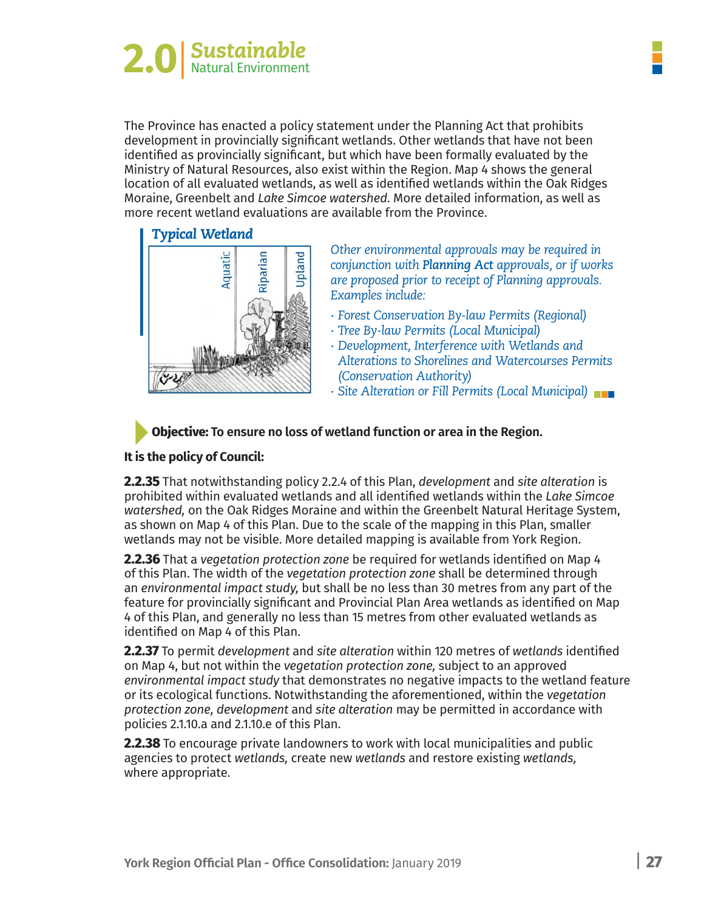The Province has enacted a policy statement under the Planning Act that prohibits development in provincially significant wetlands. Other wetlands that have not been identified as provincially significant, but which have been formally evaluated by the Ministry of Natural Resources, also exist within the Region. Map 4 shows the general location of all evaluated wetlands, as well as identified wetlands within the Oak Ridges Moraine, Greenbelt and *Lake Simcoe watershed*. More detailed information, as well as more recent wetland evaluations are available from the Province.

**Typical Wetland**

Aquatic | Riparian | Upland

*Other environmental approvals may be required in conjunction with **Planning Act** approvals, or if works are proposed prior to receipt of Planning approvals. Examples include:*

- *Forest Conservation By-law Permits (Regional)*
- *Tree By-law Permits (Local Municipal)*
- *Development, Interference with Wetlands and Alterations to Shorelines and Watercourses Permits (Conservation Authority)*
- *Site Alteration or Fill Permits (Local Municipal)*

**Objective: To ensure no loss of wetland function or area in the Region.**

**It is the policy of Council:**

**2.2.35** That notwithstanding policy 2.2.4 of this Plan, *development* and *site alteration* is prohibited within evaluated wetlands and all identified wetlands within the *Lake Simcoe watershed,* on the Oak Ridges Moraine and within the Greenbelt Natural Heritage System, as shown on Map 4 of this Plan. Due to the scale of the mapping in this Plan, smaller wetlands may not be visible. More detailed mapping is available from York Region.

**2.2.36** That a *vegetation protection zone* be required for wetlands identified on Map 4 of this Plan. The width of the *vegetation protection zone* shall be determined through an *environmental impact study,* but shall be no less than 30 metres from any part of the feature for provincially significant and Provincial Plan Area wetlands as identified on Map 4 of this Plan, and generally no less than 15 metres from other evaluated wetlands as identified on Map 4 of this Plan.

**2.2.37** To permit *development* and *site alteration* within 120 metres of *wetlands* identified on Map 4, but not within the *vegetation protection zone,* subject to an approved *environmental impact study* that demonstrates no negative impacts to the wetland feature or its ecological functions. Notwithstanding the aforementioned, within the *vegetation protection zone, development* and *site alteration* may be permitted in accordance with policies 2.1.10.a and 2.1.10.e of this Plan.

**2.2.38** To encourage private landowners to work with local municipalities and public agencies to protect *wetlands,* create new *wetlands* and restore existing *wetlands,* where appropriate.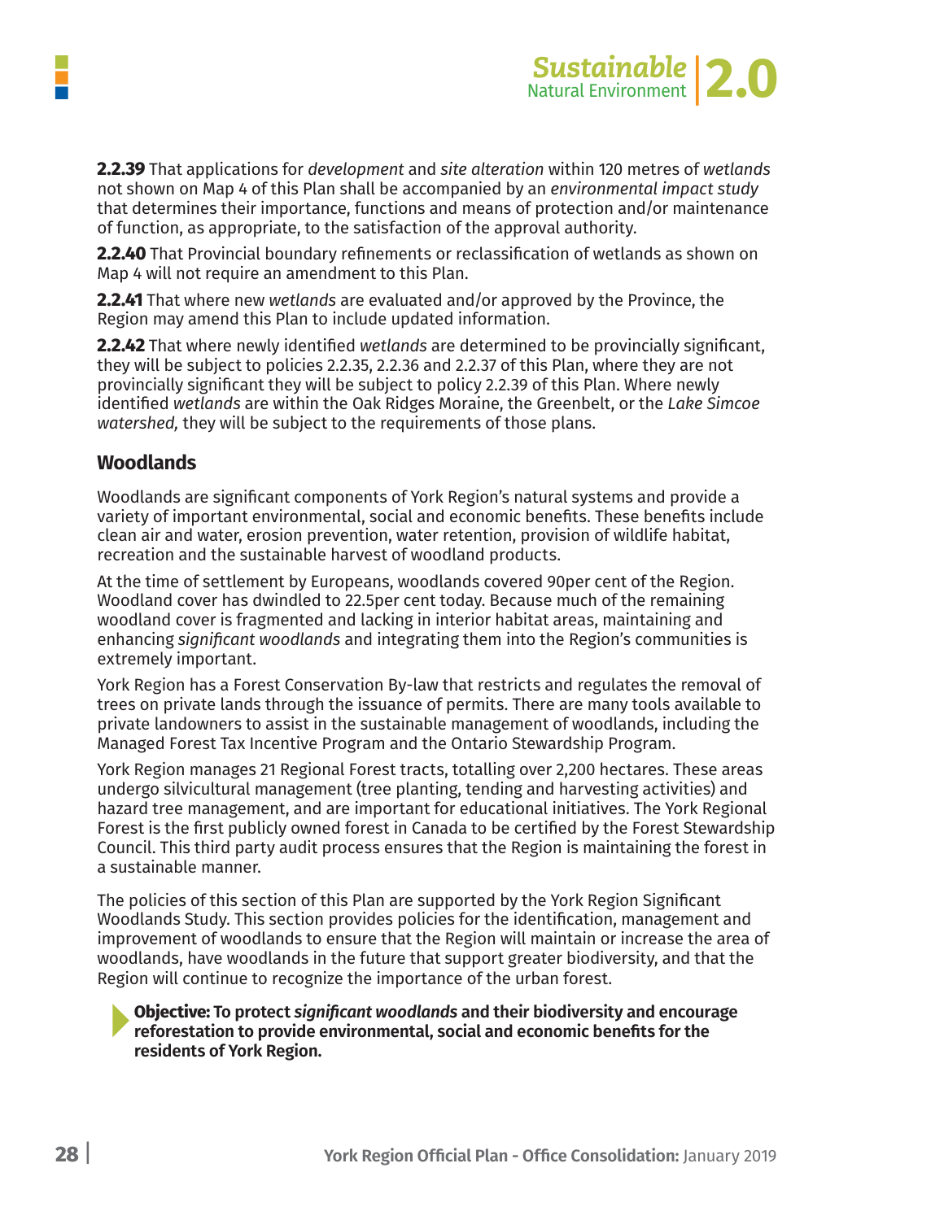**2.2.39** That applications for *development* and *site alteration* within 120 metres of *wetlands* not shown on Map 4 of this Plan shall be accompanied by an *environmental impact study* that determines their importance, functions and means of protection and/or maintenance of function, as appropriate, to the satisfaction of the approval authority.

**2.2.40** That Provincial boundary refinements or reclassification of wetlands as shown on Map 4 will not require an amendment to this Plan.

**2.2.41** That where new *wetlands* are evaluated and/or approved by the Province, the Region may amend this Plan to include updated information.

**2.2.42** That where newly identified *wetlands* are determined to be provincially significant, they will be subject to policies 2.2.35, 2.2.36 and 2.2.37 of this Plan, where they are not provincially significant they will be subject to policy 2.2.39 of this Plan. Where newly identified *wetlands* are within the Oak Ridges Moraine, the Greenbelt, or the *Lake Simcoe watershed,* they will be subject to the requirements of those plans.

## Woodlands

Woodlands are significant components of York Region's natural systems and provide a variety of important environmental, social and economic benefits. These benefits include clean air and water, erosion prevention, water retention, provision of wildlife habitat, recreation and the sustainable harvest of woodland products.

At the time of settlement by Europeans, woodlands covered 90per cent of the Region. Woodland cover has dwindled to 22.5per cent today. Because much of the remaining woodland cover is fragmented and lacking in interior habitat areas, maintaining and enhancing *significant woodlands* and integrating them into the Region's communities is extremely important.

York Region has a Forest Conservation By-law that restricts and regulates the removal of trees on private lands through the issuance of permits. There are many tools available to private landowners to assist in the sustainable management of woodlands, including the Managed Forest Tax Incentive Program and the Ontario Stewardship Program.

York Region manages 21 Regional Forest tracts, totalling over 2,200 hectares. These areas undergo silvicultural management (tree planting, tending and harvesting activities) and hazard tree management, and are important for educational initiatives. The York Regional Forest is the first publicly owned forest in Canada to be certified by the Forest Stewardship Council. This third party audit process ensures that the Region is maintaining the forest in a sustainable manner.

The policies of this section of this Plan are supported by the York Region Significant Woodlands Study. This section provides policies for the identification, management and improvement of woodlands to ensure that the Region will maintain or increase the area of woodlands, have woodlands in the future that support greater biodiversity, and that the Region will continue to recognize the importance of the urban forest.

**Objective: To protect *significant woodlands* and their biodiversity and encourage reforestation to provide environmental, social and economic benefits for the residents of York Region.**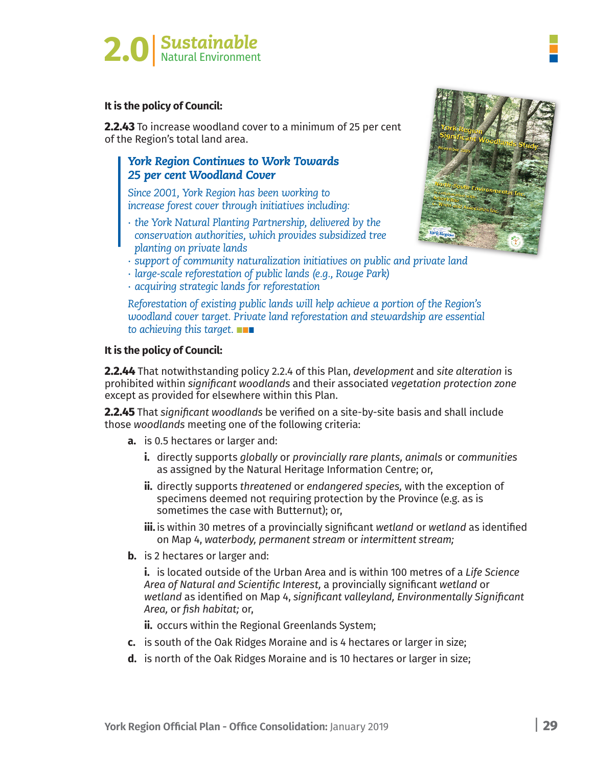**It is the policy of Council:**

**2.2.43** To increase woodland cover to a minimum of 25 per cent of the Region's total land area.

> ***York Region Continues to Work Towards 25 per cent Woodland Cover***
>
> *Since 2001, York Region has been working to increase forest cover through initiatives including:*
>
> - *the York Natural Planting Partnership, delivered by the conservation authorities, which provides subsidized tree planting on private lands*
> - *support of community naturalization initiatives on public and private land*
> - *large-scale reforestation of public lands (e.g., Rouge Park)*
> - *acquiring strategic lands for reforestation*
>
> *Reforestation of existing public lands will help achieve a portion of the Region's woodland cover target. Private land reforestation and stewardship are essential to achieving this target.*

**It is the policy of Council:**

**2.2.44** That notwithstanding policy 2.2.4 of this Plan, *development* and *site alteration* is prohibited within *significant woodlands* and their associated *vegetation protection zone* except as provided for elsewhere within this Plan.

**2.2.45** That *significant woodlands* be verified on a site-by-site basis and shall include those *woodlands* meeting one of the following criteria:

- **a.** is 0.5 hectares or larger and:
  - **i.** directly supports *globally* or *provincially rare plants, animals* or *communities* as assigned by the Natural Heritage Information Centre; or,
  - **ii.** directly supports *threatened* or *endangered species,* with the exception of specimens deemed not requiring protection by the Province (e.g. as is sometimes the case with Butternut); or,
  - **iii.** is within 30 metres of a provincially significant *wetland* or *wetland* as identified on Map 4, *waterbody, permanent stream* or *intermittent stream;*
- **b.** is 2 hectares or larger and:
  - **i.** is located outside of the Urban Area and is within 100 metres of a *Life Science Area of Natural and Scientific Interest,* a provincially significant *wetland* or *wetland* as identified on Map 4, *significant valleyland, Environmentally Significant Area,* or *fish habitat;* or,
  - **ii.** occurs within the Regional Greenlands System;
- **c.** is south of the Oak Ridges Moraine and is 4 hectares or larger in size;
- **d.** is north of the Oak Ridges Moraine and is 10 hectares or larger in size;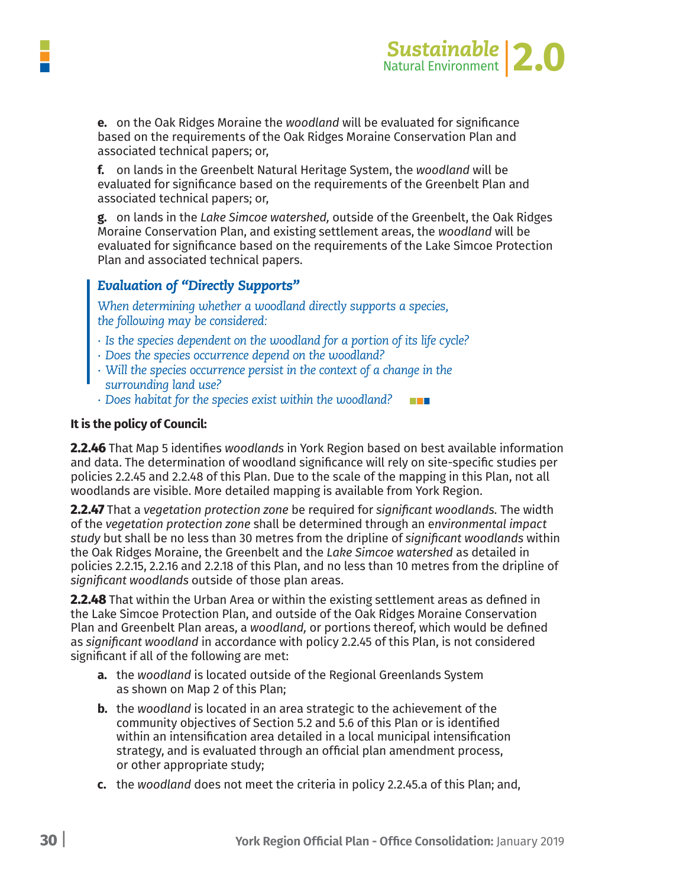**e.** on the Oak Ridges Moraine the *woodland* will be evaluated for significance based on the requirements of the Oak Ridges Moraine Conservation Plan and associated technical papers; or,

**f.** on lands in the Greenbelt Natural Heritage System, the *woodland* will be evaluated for significance based on the requirements of the Greenbelt Plan and associated technical papers; or,

**g.** on lands in the *Lake Simcoe watershed,* outside of the Greenbelt, the Oak Ridges Moraine Conservation Plan, and existing settlement areas, the *woodland* will be evaluated for significance based on the requirements of the Lake Simcoe Protection Plan and associated technical papers.

> ***Evaluation of "Directly Supports"***
>
> *When determining whether a woodland directly supports a species, the following may be considered:*
>
> - *Is the species dependent on the woodland for a portion of its life cycle?*
> - *Does the species occurrence depend on the woodland?*
> - *Will the species occurrence persist in the context of a change in the surrounding land use?*
> - *Does habitat for the species exist within the woodland?*

**It is the policy of Council:**

**2.2.46** That Map 5 identifies *woodlands* in York Region based on best available information and data. The determination of woodland significance will rely on site-specific studies per policies 2.2.45 and 2.2.48 of this Plan. Due to the scale of the mapping in this Plan, not all woodlands are visible. More detailed mapping is available from York Region.

**2.2.47** That a *vegetation protection zone* be required for *significant woodlands.* The width of the *vegetation protection zone* shall be determined through an e*nvironmental impact study* but shall be no less than 30 metres from the dripline of *significant woodlands* within the Oak Ridges Moraine, the Greenbelt and the *Lake Simcoe watershed* as detailed in policies 2.2.15, 2.2.16 and 2.2.18 of this Plan, and no less than 10 metres from the dripline of *significant woodlands* outside of those plan areas.

**2.2.48** That within the Urban Area or within the existing settlement areas as defined in the Lake Simcoe Protection Plan, and outside of the Oak Ridges Moraine Conservation Plan and Greenbelt Plan areas, a *woodland,* or portions thereof, which would be defined as *significant woodland* in accordance with policy 2.2.45 of this Plan, is not considered significant if all of the following are met:

**a.** the *woodland* is located outside of the Regional Greenlands System as shown on Map 2 of this Plan;

**b.** the *woodland* is located in an area strategic to the achievement of the community objectives of Section 5.2 and 5.6 of this Plan or is identified within an intensification area detailed in a local municipal intensification strategy, and is evaluated through an official plan amendment process, or other appropriate study;

**c.** the *woodland* does not meet the criteria in policy 2.2.45.a of this Plan; and,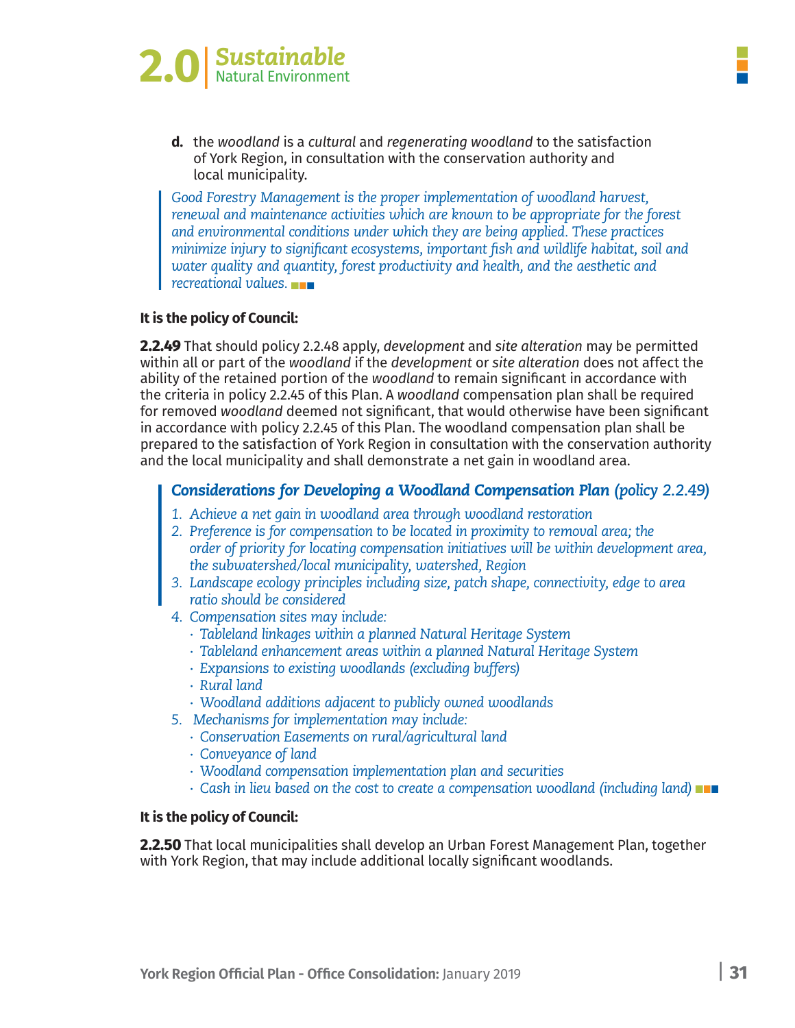**d.** the *woodland* is a *cultural* and *regenerating woodland* to the satisfaction of York Region, in consultation with the conservation authority and local municipality.

> *Good Forestry Management is the proper implementation of woodland harvest, renewal and maintenance activities which are known to be appropriate for the forest and environmental conditions under which they are being applied. These practices minimize injury to significant ecosystems, important fish and wildlife habitat, soil and water quality and quantity, forest productivity and health, and the aesthetic and recreational values.*

**It is the policy of Council:**

**2.2.49** That should policy 2.2.48 apply, *development* and *site alteration* may be permitted within all or part of the *woodland* if the *development* or *site alteration* does not affect the ability of the retained portion of the *woodland* to remain significant in accordance with the criteria in policy 2.2.45 of this Plan. A *woodland* compensation plan shall be required for removed *woodland* deemed not significant, that would otherwise have been significant in accordance with policy 2.2.45 of this Plan. The woodland compensation plan shall be prepared to the satisfaction of York Region in consultation with the conservation authority and the local municipality and shall demonstrate a net gain in woodland area.

> ***Considerations for Developing a Woodland Compensation Plan** (policy 2.2.49)*
>
> 1. *Achieve a net gain in woodland area through woodland restoration*
> 2. *Preference is for compensation to be located in proximity to removal area; the order of priority for locating compensation initiatives will be within development area, the subwatershed/local municipality, watershed, Region*
> 3. *Landscape ecology principles including size, patch shape, connectivity, edge to area ratio should be considered*
> 4. *Compensation sites may include:*
>    - *Tableland linkages within a planned Natural Heritage System*
>    - *Tableland enhancement areas within a planned Natural Heritage System*
>    - *Expansions to existing woodlands (excluding buffers)*
>    - *Rural land*
>    - *Woodland additions adjacent to publicly owned woodlands*
> 5. *Mechanisms for implementation may include:*
>    - *Conservation Easements on rural/agricultural land*
>    - *Conveyance of land*
>    - *Woodland compensation implementation plan and securities*
>    - *Cash in lieu based on the cost to create a compensation woodland (including land)*

**It is the policy of Council:**

**2.2.50** That local municipalities shall develop an Urban Forest Management Plan, together with York Region, that may include additional locally significant woodlands.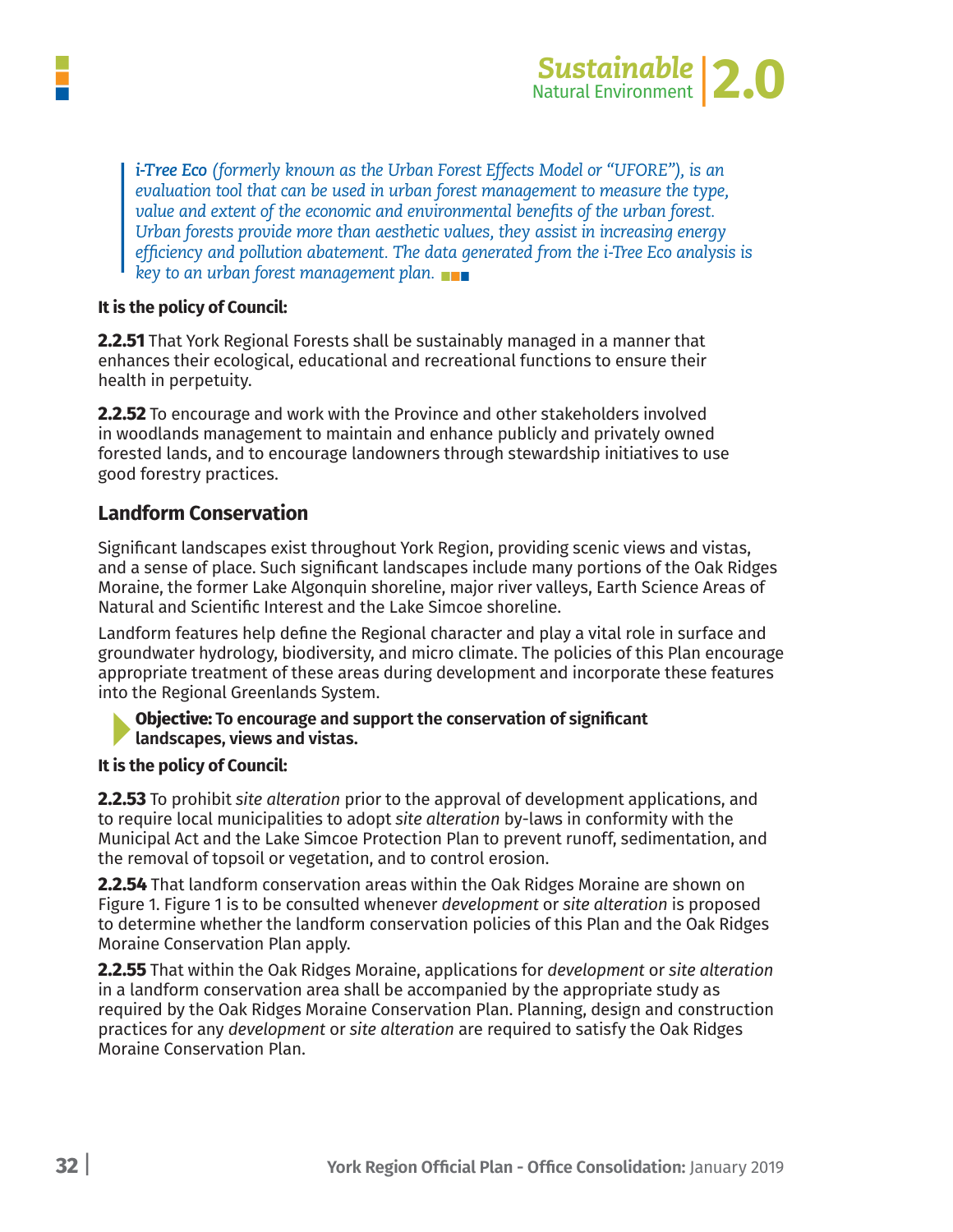> ***i-Tree Eco*** *(formerly known as the Urban Forest Effects Model or "UFORE"), is an evaluation tool that can be used in urban forest management to measure the type, value and extent of the economic and environmental benefits of the urban forest. Urban forests provide more than aesthetic values, they assist in increasing energy efficiency and pollution abatement. The data generated from the i-Tree Eco analysis is key to an urban forest management plan.*

**It is the policy of Council:**

**2.2.51** That York Regional Forests shall be sustainably managed in a manner that enhances their ecological, educational and recreational functions to ensure their health in perpetuity.

**2.2.52** To encourage and work with the Province and other stakeholders involved in woodlands management to maintain and enhance publicly and privately owned forested lands, and to encourage landowners through stewardship initiatives to use good forestry practices.

## Landform Conservation

Significant landscapes exist throughout York Region, providing scenic views and vistas, and a sense of place. Such significant landscapes include many portions of the Oak Ridges Moraine, the former Lake Algonquin shoreline, major river valleys, Earth Science Areas of Natural and Scientific Interest and the Lake Simcoe shoreline.

Landform features help define the Regional character and play a vital role in surface and groundwater hydrology, biodiversity, and micro climate. The policies of this Plan encourage appropriate treatment of these areas during development and incorporate these features into the Regional Greenlands System.

**Objective: To encourage and support the conservation of significant landscapes, views and vistas.**

**It is the policy of Council:**

**2.2.53** To prohibit *site alteration* prior to the approval of development applications, and to require local municipalities to adopt *site alteration* by-laws in conformity with the Municipal Act and the Lake Simcoe Protection Plan to prevent runoff, sedimentation, and the removal of topsoil or vegetation, and to control erosion.

**2.2.54** That landform conservation areas within the Oak Ridges Moraine are shown on Figure 1. Figure 1 is to be consulted whenever *development* or *site alteration* is proposed to determine whether the landform conservation policies of this Plan and the Oak Ridges Moraine Conservation Plan apply.

**2.2.55** That within the Oak Ridges Moraine, applications for *development* or *site alteration* in a landform conservation area shall be accompanied by the appropriate study as required by the Oak Ridges Moraine Conservation Plan. Planning, design and construction practices for any *development* or *site alteration* are required to satisfy the Oak Ridges Moraine Conservation Plan.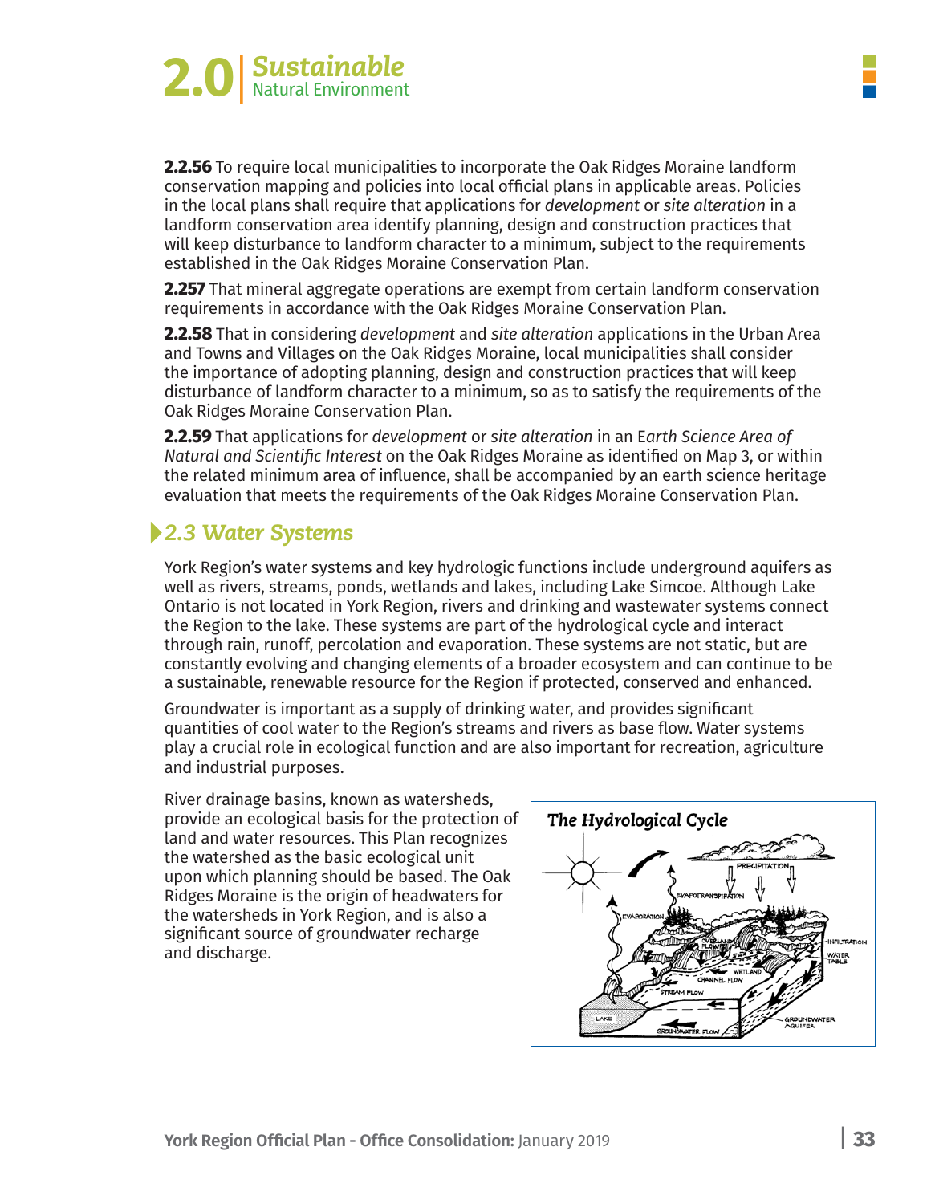**2.2.56** To require local municipalities to incorporate the Oak Ridges Moraine landform conservation mapping and policies into local official plans in applicable areas. Policies in the local plans shall require that applications for *development* or *site alteration* in a landform conservation area identify planning, design and construction practices that will keep disturbance to landform character to a minimum, subject to the requirements established in the Oak Ridges Moraine Conservation Plan.

**2.257** That mineral aggregate operations are exempt from certain landform conservation requirements in accordance with the Oak Ridges Moraine Conservation Plan.

**2.2.58** That in considering *development* and *site alteration* applications in the Urban Area and Towns and Villages on the Oak Ridges Moraine, local municipalities shall consider the importance of adopting planning, design and construction practices that will keep disturbance of landform character to a minimum, so as to satisfy the requirements of the Oak Ridges Moraine Conservation Plan.

**2.2.59** That applications for *development* or *site alteration* in an E*arth Science Area of Natural and Scientific Interest* on the Oak Ridges Moraine as identified on Map 3, or within the related minimum area of influence, shall be accompanied by an earth science heritage evaluation that meets the requirements of the Oak Ridges Moraine Conservation Plan.

## 2.3 Water Systems

York Region's water systems and key hydrologic functions include underground aquifers as well as rivers, streams, ponds, wetlands and lakes, including Lake Simcoe. Although Lake Ontario is not located in York Region, rivers and drinking and wastewater systems connect the Region to the lake. These systems are part of the hydrological cycle and interact through rain, runoff, percolation and evaporation. These systems are not static, but are constantly evolving and changing elements of a broader ecosystem and can continue to be a sustainable, renewable resource for the Region if protected, conserved and enhanced.

Groundwater is important as a supply of drinking water, and provides significant quantities of cool water to the Region's streams and rivers as base flow. Water systems play a crucial role in ecological function and are also important for recreation, agriculture and industrial purposes.

River drainage basins, known as watersheds, provide an ecological basis for the protection of land and water resources. This Plan recognizes the watershed as the basic ecological unit upon which planning should be based. The Oak Ridges Moraine is the origin of headwaters for the watersheds in York Region, and is also a significant source of groundwater recharge and discharge.

**The Hydrological Cycle**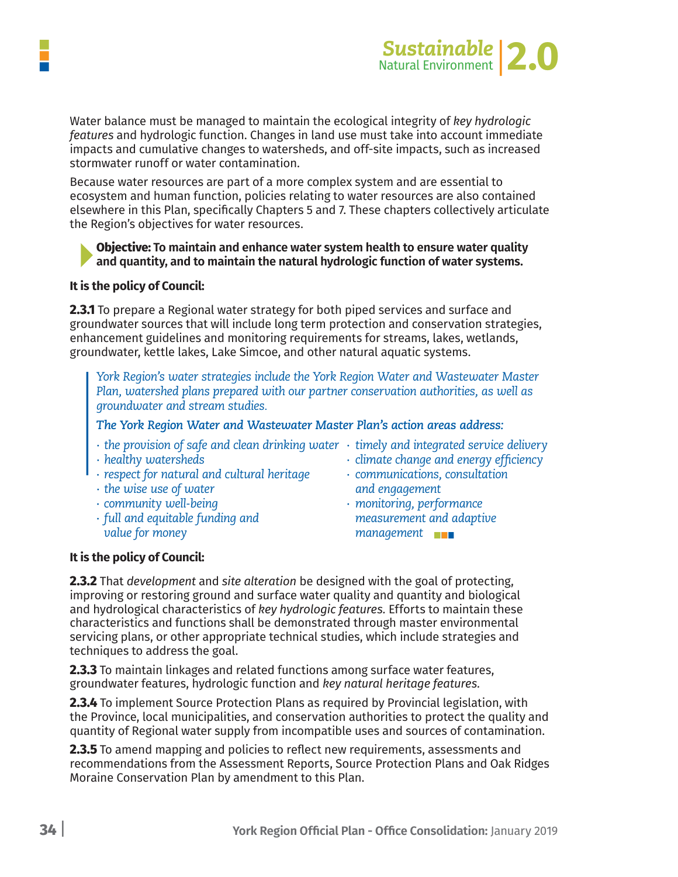Water balance must be managed to maintain the ecological integrity of *key hydrologic features* and hydrologic function. Changes in land use must take into account immediate impacts and cumulative changes to watersheds, and off-site impacts, such as increased stormwater runoff or water contamination.

Because water resources are part of a more complex system and are essential to ecosystem and human function, policies relating to water resources are also contained elsewhere in this Plan, specifically Chapters 5 and 7. These chapters collectively articulate the Region's objectives for water resources.

**Objective: To maintain and enhance water system health to ensure water quality and quantity, and to maintain the natural hydrologic function of water systems.**

**It is the policy of Council:**

**2.3.1** To prepare a Regional water strategy for both piped services and surface and groundwater sources that will include long term protection and conservation strategies, enhancement guidelines and monitoring requirements for streams, lakes, wetlands, groundwater, kettle lakes, Lake Simcoe, and other natural aquatic systems.

> *York Region's water strategies include the York Region Water and Wastewater Master Plan, watershed plans prepared with our partner conservation authorities, as well as groundwater and stream studies.*
>
> ***The York Region Water and Wastewater Master Plan's action areas address:***
>
> - *the provision of safe and clean drinking water*
> - *healthy watersheds*
> - *respect for natural and cultural heritage*
> - *the wise use of water*
> - *community well-being*
> - *full and equitable funding and value for money*
> - *timely and integrated service delivery*
> - *climate change and energy efficiency*
> - *communications, consultation and engagement*
> - *monitoring, performance measurement and adaptive management*

**It is the policy of Council:**

**2.3.2** That *development* and *site alteration* be designed with the goal of protecting, improving or restoring ground and surface water quality and quantity and biological and hydrological characteristics of *key hydrologic features.* Efforts to maintain these characteristics and functions shall be demonstrated through master environmental servicing plans, or other appropriate technical studies, which include strategies and techniques to address the goal.

**2.3.3** To maintain linkages and related functions among surface water features, groundwater features, hydrologic function and *key natural heritage features.*

**2.3.4** To implement Source Protection Plans as required by Provincial legislation, with the Province, local municipalities, and conservation authorities to protect the quality and quantity of Regional water supply from incompatible uses and sources of contamination.

**2.3.5** To amend mapping and policies to reflect new requirements, assessments and recommendations from the Assessment Reports, Source Protection Plans and Oak Ridges Moraine Conservation Plan by amendment to this Plan.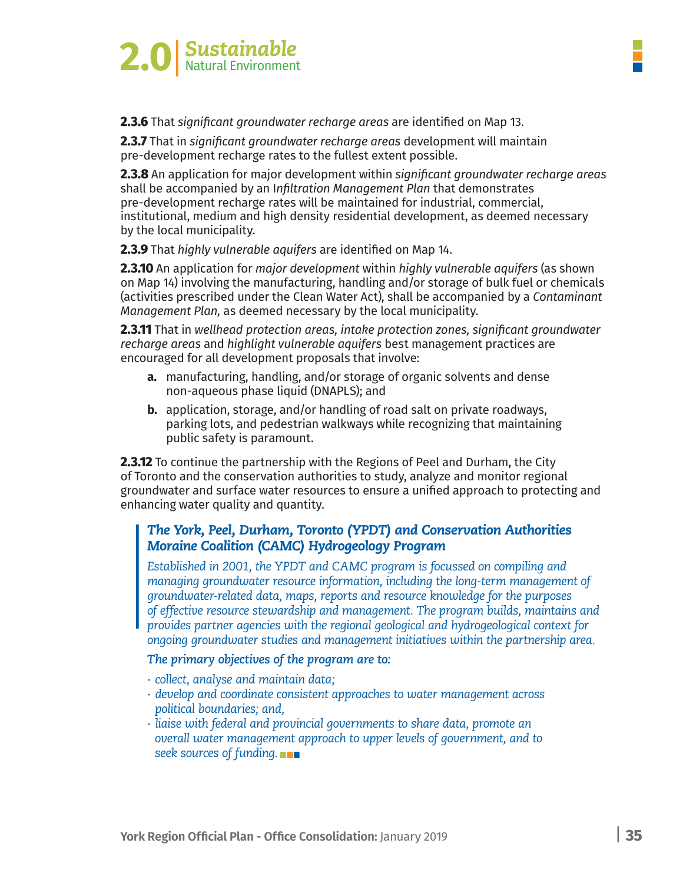**2.3.6** That *significant groundwater recharge areas* are identified on Map 13.

**2.3.7** That in *significant groundwater recharge areas* development will maintain pre-development recharge rates to the fullest extent possible.

**2.3.8** An application for major development within *significant groundwater recharge areas* shall be accompanied by an *Infiltration Management Plan* that demonstrates pre-development recharge rates will be maintained for industrial, commercial, institutional, medium and high density residential development, as deemed necessary by the local municipality.

**2.3.9** That *highly vulnerable aquifers* are identified on Map 14.

**2.3.10** An application for *major development* within *highly vulnerable aquifers* (as shown on Map 14) involving the manufacturing, handling and/or storage of bulk fuel or chemicals (activities prescribed under the Clean Water Act), shall be accompanied by a *Contaminant Management Plan,* as deemed necessary by the local municipality.

**2.3.11** That in *wellhead protection areas, intake protection zones, significant groundwater recharge areas* and *highlight vulnerable aquifers* best management practices are encouraged for all development proposals that involve:

- **a.** manufacturing, handling, and/or storage of organic solvents and dense non-aqueous phase liquid (DNAPLS); and
- **b.** application, storage, and/or handling of road salt on private roadways, parking lots, and pedestrian walkways while recognizing that maintaining public safety is paramount.

**2.3.12** To continue the partnership with the Regions of Peel and Durham, the City of Toronto and the conservation authorities to study, analyze and monitor regional groundwater and surface water resources to ensure a unified approach to protecting and enhancing water quality and quantity.

> ***The York, Peel, Durham, Toronto (YPDT) and Conservation Authorities Moraine Coalition (CAMC) Hydrogeology Program***
>
> *Established in 2001, the YPDT and CAMC program is focussed on compiling and managing groundwater resource information, including the long-term management of groundwater-related data, maps, reports and resource knowledge for the purposes of effective resource stewardship and management. The program builds, maintains and provides partner agencies with the regional geological and hydrogeological context for ongoing groundwater studies and management initiatives within the partnership area.*
>
> ***The primary objectives of the program are to:***
>
> - *collect, analyse and maintain data;*
> - *develop and coordinate consistent approaches to water management across political boundaries; and,*
> - *liaise with federal and provincial governments to share data, promote an overall water management approach to upper levels of government, and to seek sources of funding.*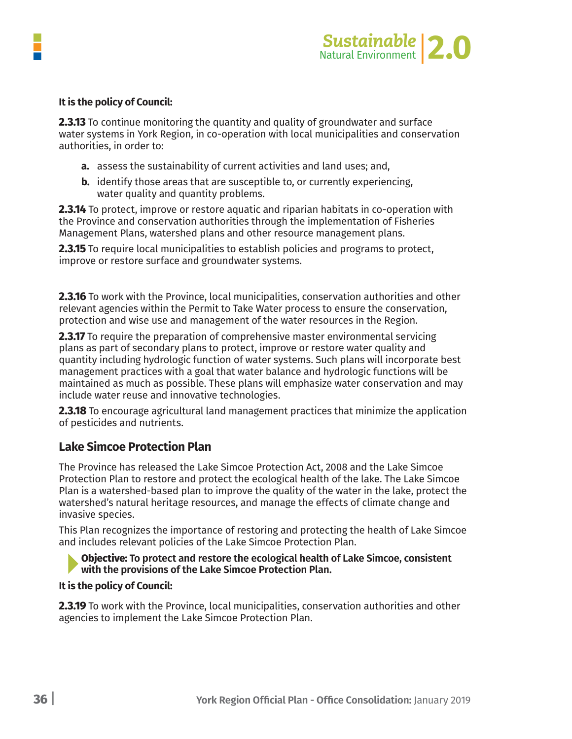**It is the policy of Council:**

**2.3.13** To continue monitoring the quantity and quality of groundwater and surface water systems in York Region, in co-operation with local municipalities and conservation authorities, in order to:

- **a.** assess the sustainability of current activities and land uses; and,
- **b.** identify those areas that are susceptible to, or currently experiencing, water quality and quantity problems.

**2.3.14** To protect, improve or restore aquatic and riparian habitats in co-operation with the Province and conservation authorities through the implementation of Fisheries Management Plans, watershed plans and other resource management plans.

**2.3.15** To require local municipalities to establish policies and programs to protect, improve or restore surface and groundwater systems.

**2.3.16** To work with the Province, local municipalities, conservation authorities and other relevant agencies within the Permit to Take Water process to ensure the conservation, protection and wise use and management of the water resources in the Region.

**2.3.17** To require the preparation of comprehensive master environmental servicing plans as part of secondary plans to protect, improve or restore water quality and quantity including hydrologic function of water systems. Such plans will incorporate best management practices with a goal that water balance and hydrologic functions will be maintained as much as possible. These plans will emphasize water conservation and may include water reuse and innovative technologies.

**2.3.18** To encourage agricultural land management practices that minimize the application of pesticides and nutrients.

## Lake Simcoe Protection Plan

The Province has released the Lake Simcoe Protection Act, 2008 and the Lake Simcoe Protection Plan to restore and protect the ecological health of the lake. The Lake Simcoe Plan is a watershed-based plan to improve the quality of the water in the lake, protect the watershed's natural heritage resources, and manage the effects of climate change and invasive species.

This Plan recognizes the importance of restoring and protecting the health of Lake Simcoe and includes relevant policies of the Lake Simcoe Protection Plan.

**Objective: To protect and restore the ecological health of Lake Simcoe, consistent with the provisions of the Lake Simcoe Protection Plan.**

**It is the policy of Council:**

**2.3.19** To work with the Province, local municipalities, conservation authorities and other agencies to implement the Lake Simcoe Protection Plan.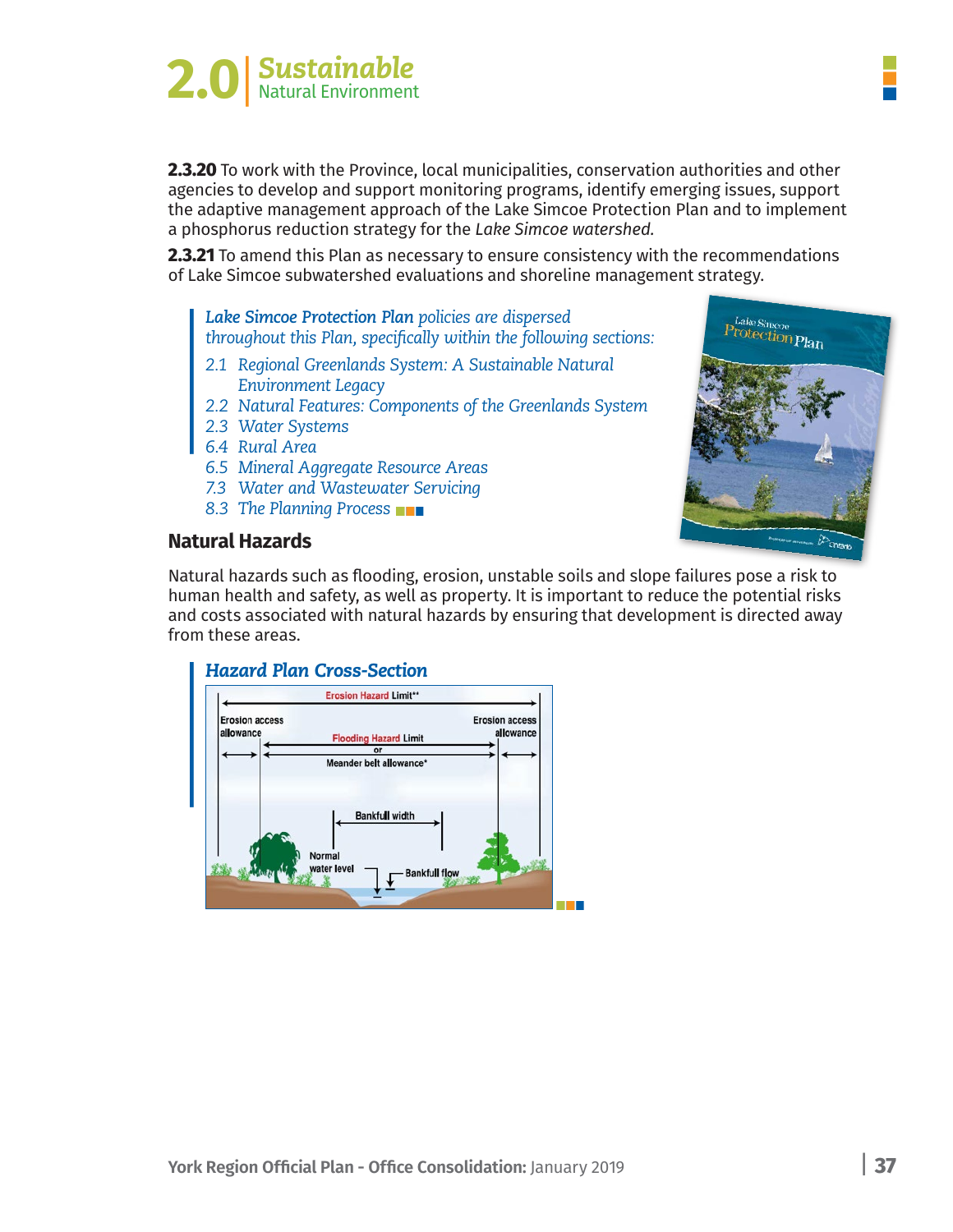**2.3.20** To work with the Province, local municipalities, conservation authorities and other agencies to develop and support monitoring programs, identify emerging issues, support the adaptive management approach of the Lake Simcoe Protection Plan and to implement a phosphorus reduction strategy for the *Lake Simcoe watershed.*

**2.3.21** To amend this Plan as necessary to ensure consistency with the recommendations of Lake Simcoe subwatershed evaluations and shoreline management strategy.

> ***Lake Simcoe Protection Plan*** *policies are dispersed throughout this Plan, specifically within the following sections:*
>
> *2.1 Regional Greenlands System: A Sustainable Natural Environment Legacy*
> *2.2 Natural Features: Components of the Greenlands System*
> *2.3 Water Systems*
> *6.4 Rural Area*
> *6.5 Mineral Aggregate Resource Areas*
> *7.3 Water and Wastewater Servicing*
> *8.3 The Planning Process*

## Natural Hazards

Natural hazards such as flooding, erosion, unstable soils and slope failures pose a risk to human health and safety, as well as property. It is important to reduce the potential risks and costs associated with natural hazards by ensuring that development is directed away from these areas.

***Hazard Plan Cross-Section***

Erosion Hazard Limit**

Erosion access allowance

Flooding Hazard Limit or Meander belt allowance*

Erosion access allowance

Bankfull width

Normal water level

Bankfull flow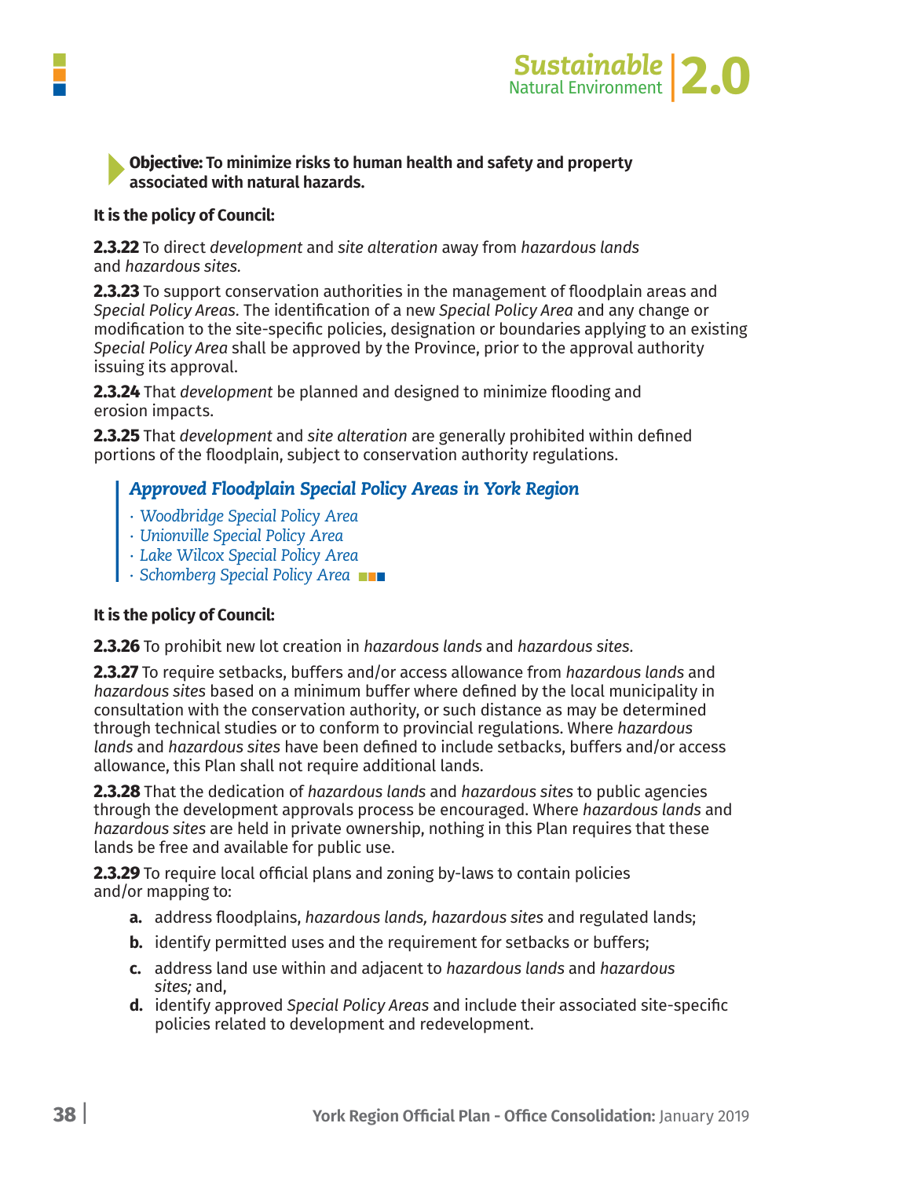**Objective: To minimize risks to human health and safety and property associated with natural hazards.**

**It is the policy of Council:**

**2.3.22** To direct *development* and *site alteration* away from *hazardous lands* and *hazardous sites.*

**2.3.23** To support conservation authorities in the management of floodplain areas and *Special Policy Areas.* The identification of a new *Special Policy Area* and any change or modification to the site-specific policies, designation or boundaries applying to an existing *Special Policy Area* shall be approved by the Province, prior to the approval authority issuing its approval.

**2.3.24** That *development* be planned and designed to minimize flooding and erosion impacts.

**2.3.25** That *development* and *site alteration* are generally prohibited within defined portions of the floodplain, subject to conservation authority regulations.

> ***Approved Floodplain Special Policy Areas in York Region***
>
> - *Woodbridge Special Policy Area*
> - *Unionville Special Policy Area*
> - *Lake Wilcox Special Policy Area*
> - *Schomberg Special Policy Area*

**It is the policy of Council:**

**2.3.26** To prohibit new lot creation in *hazardous lands* and *hazardous sites*.

**2.3.27** To require setbacks, buffers and/or access allowance from *hazardous lands* and *hazardous sites* based on a minimum buffer where defined by the local municipality in consultation with the conservation authority, or such distance as may be determined through technical studies or to conform to provincial regulations. Where *hazardous lands* and *hazardous sites* have been defined to include setbacks, buffers and/or access allowance, this Plan shall not require additional lands.

**2.3.28** That the dedication of *hazardous lands* and *hazardous sites* to public agencies through the development approvals process be encouraged. Where *hazardous lands* and *hazardous sites* are held in private ownership, nothing in this Plan requires that these lands be free and available for public use.

**2.3.29** To require local official plans and zoning by-laws to contain policies and/or mapping to:

- **a.** address floodplains, *hazardous lands, hazardous sites* and regulated lands;
- **b.** identify permitted uses and the requirement for setbacks or buffers;
- **c.** address land use within and adjacent to *hazardous lands* and *hazardous sites;* and,
- **d.** identify approved *Special Policy Areas* and include their associated site-specific policies related to development and redevelopment.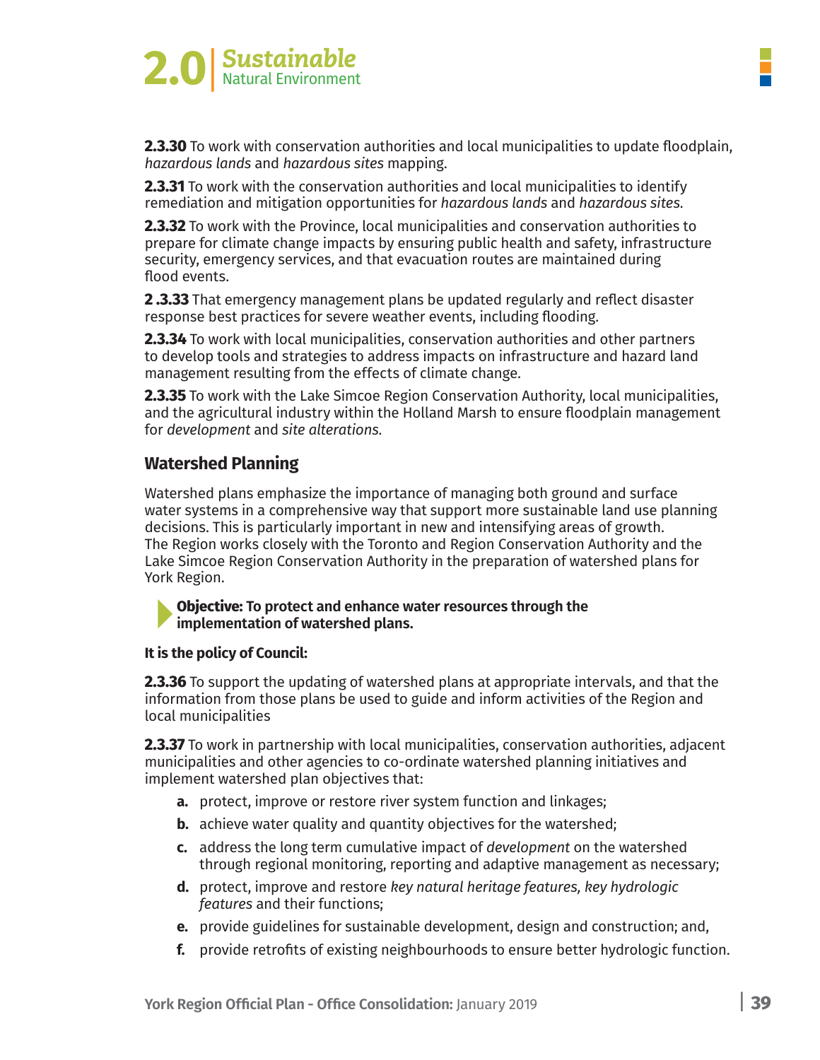**2.3.30** To work with conservation authorities and local municipalities to update floodplain, *hazardous lands* and *hazardous sites* mapping.

**2.3.31** To work with the conservation authorities and local municipalities to identify remediation and mitigation opportunities for *hazardous lands* and *hazardous sites*.

**2.3.32** To work with the Province, local municipalities and conservation authorities to prepare for climate change impacts by ensuring public health and safety, infrastructure security, emergency services, and that evacuation routes are maintained during flood events.

**2 .3.33** That emergency management plans be updated regularly and reflect disaster response best practices for severe weather events, including flooding.

**2.3.34** To work with local municipalities, conservation authorities and other partners to develop tools and strategies to address impacts on infrastructure and hazard land management resulting from the effects of climate change.

**2.3.35** To work with the Lake Simcoe Region Conservation Authority, local municipalities, and the agricultural industry within the Holland Marsh to ensure floodplain management for *development* and *site alterations*.

## Watershed Planning

Watershed plans emphasize the importance of managing both ground and surface water systems in a comprehensive way that support more sustainable land use planning decisions. This is particularly important in new and intensifying areas of growth. The Region works closely with the Toronto and Region Conservation Authority and the Lake Simcoe Region Conservation Authority in the preparation of watershed plans for York Region.

**Objective: To protect and enhance water resources through the implementation of watershed plans.**

**It is the policy of Council:**

**2.3.36** To support the updating of watershed plans at appropriate intervals, and that the information from those plans be used to guide and inform activities of the Region and local municipalities

**2.3.37** To work in partnership with local municipalities, conservation authorities, adjacent municipalities and other agencies to co-ordinate watershed planning initiatives and implement watershed plan objectives that:

- **a.** protect, improve or restore river system function and linkages;
- **b.** achieve water quality and quantity objectives for the watershed;
- **c.** address the long term cumulative impact of *development* on the watershed through regional monitoring, reporting and adaptive management as necessary;
- **d.** protect, improve and restore *key natural heritage features, key hydrologic features* and their functions;
- **e.** provide guidelines for sustainable development, design and construction; and,
- **f.** provide retrofits of existing neighbourhoods to ensure better hydrologic function.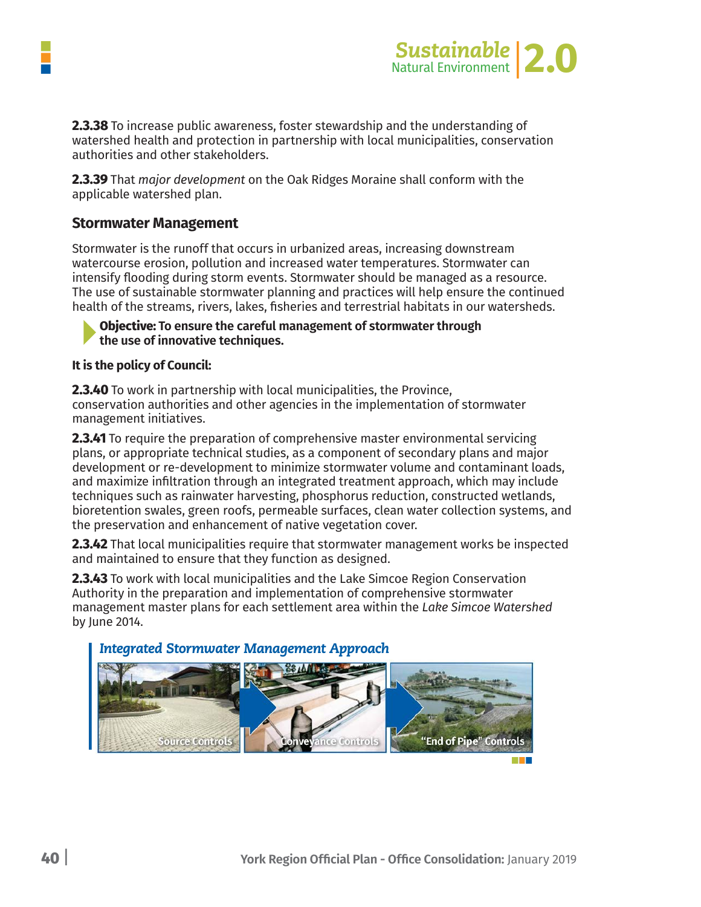**2.3.38** To increase public awareness, foster stewardship and the understanding of watershed health and protection in partnership with local municipalities, conservation authorities and other stakeholders.

**2.3.39** That *major development* on the Oak Ridges Moraine shall conform with the applicable watershed plan.

## Stormwater Management

Stormwater is the runoff that occurs in urbanized areas, increasing downstream watercourse erosion, pollution and increased water temperatures. Stormwater can intensify flooding during storm events. Stormwater should be managed as a resource. The use of sustainable stormwater planning and practices will help ensure the continued health of the streams, rivers, lakes, fisheries and terrestrial habitats in our watersheds.

**Objective: To ensure the careful management of stormwater through the use of innovative techniques.**

**It is the policy of Council:**

**2.3.40** To work in partnership with local municipalities, the Province, conservation authorities and other agencies in the implementation of stormwater management initiatives.

**2.3.41** To require the preparation of comprehensive master environmental servicing plans, or appropriate technical studies, as a component of secondary plans and major development or re-development to minimize stormwater volume and contaminant loads, and maximize infiltration through an integrated treatment approach, which may include techniques such as rainwater harvesting, phosphorus reduction, constructed wetlands, bioretention swales, green roofs, permeable surfaces, clean water collection systems, and the preservation and enhancement of native vegetation cover.

**2.3.42** That local municipalities require that stormwater management works be inspected and maintained to ensure that they function as designed.

**2.3.43** To work with local municipalities and the Lake Simcoe Region Conservation Authority in the preparation and implementation of comprehensive stormwater management master plans for each settlement area within the *Lake Simcoe Watershed* by June 2014.

*Integrated Stormwater Management Approach*

Source Controls

Conveyance Controls

"End of Pipe" Controls